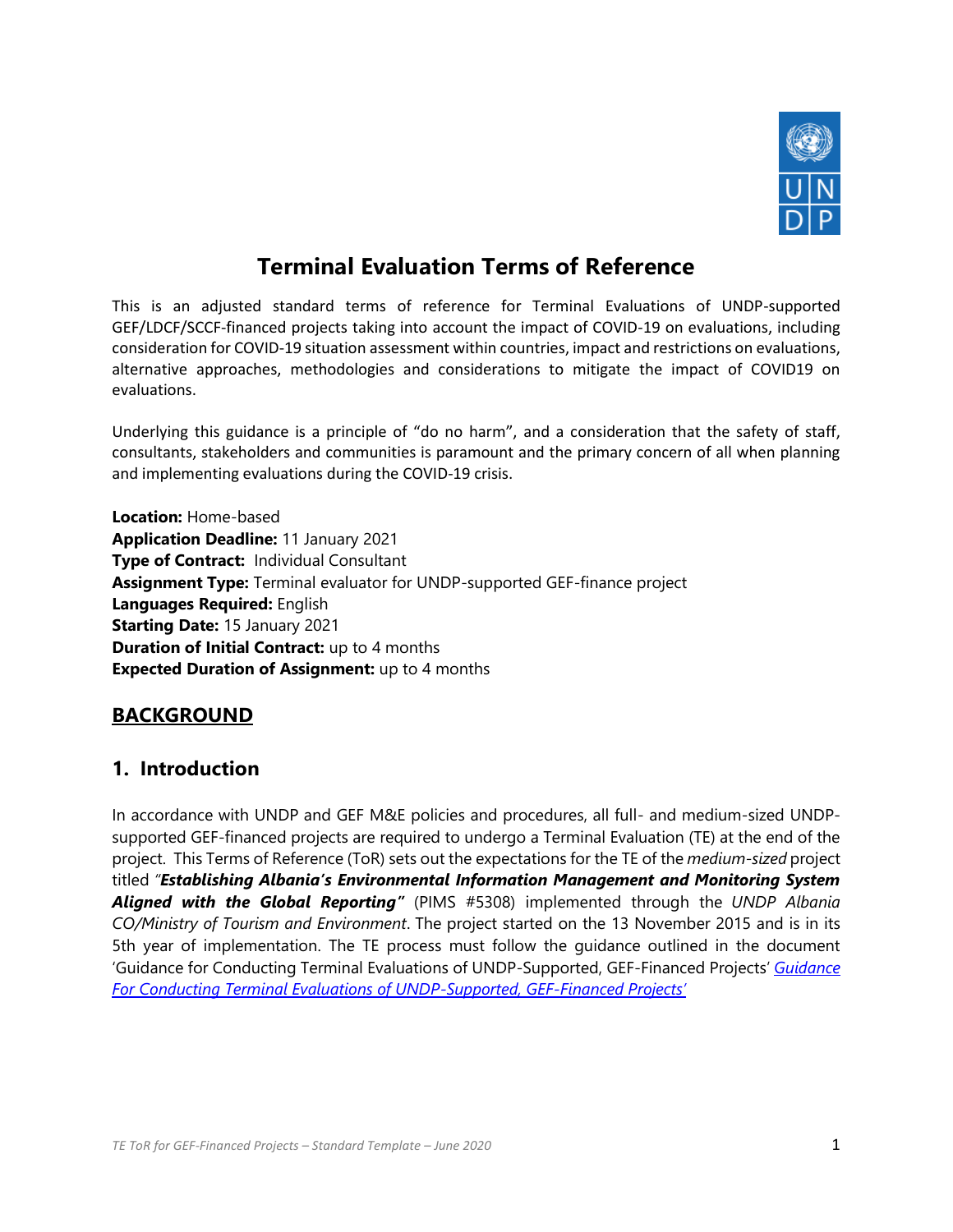# Terminal Evaluation Terms of Reference

This is an adjusted standard terms of reference for Terminal Evaluations of UNDP-supported GEF/LDCF/SCCF-financed projects taking into account the impact of COVID-19 on evaluations, including consideration for COVID-19 situation assessment within countries, impact and restrictions on evaluations, alternative approaches, methodologies and considerations to mitigate the impact of COVID19 on evaluations.

Underlying this guidance is a principle of "do no harm", and a consideration that the safety of staff, consultants, stakeholders and communities is paramount and the primary concern of all when planning and implementing evaluations during the COVID-19 crisis.

**Location:** Home-based
**Application Deadline:** 11 January 2021
**Type of Contract:** Individual Consultant
**Assignment Type:** Terminal evaluator for UNDP-supported GEF-finance project
**Languages Required:** English
**Starting Date:** 15 January 2021
**Duration of Initial Contract:** up to 4 months
**Expected Duration of Assignment:** up to 4 months

## BACKGROUND

## 1. Introduction

In accordance with UNDP and GEF M&E policies and procedures, all full- and medium-sized UNDP-supported GEF-financed projects are required to undergo a Terminal Evaluation (TE) at the end of the project. This Terms of Reference (ToR) sets out the expectations for the TE of the *medium-sized* project titled "***Establishing Albania's Environmental Information Management and Monitoring System Aligned with the Global Reporting***" (PIMS #5308) implemented through the *UNDP Albania CO/Ministry of Tourism and Environment*. The project started on the 13 November 2015 and is in its 5th year of implementation. The TE process must follow the guidance outlined in the document 'Guidance for Conducting Terminal Evaluations of UNDP-Supported, GEF-Financed Projects' *Guidance For Conducting Terminal Evaluations of UNDP-Supported, GEF-Financed Projects'*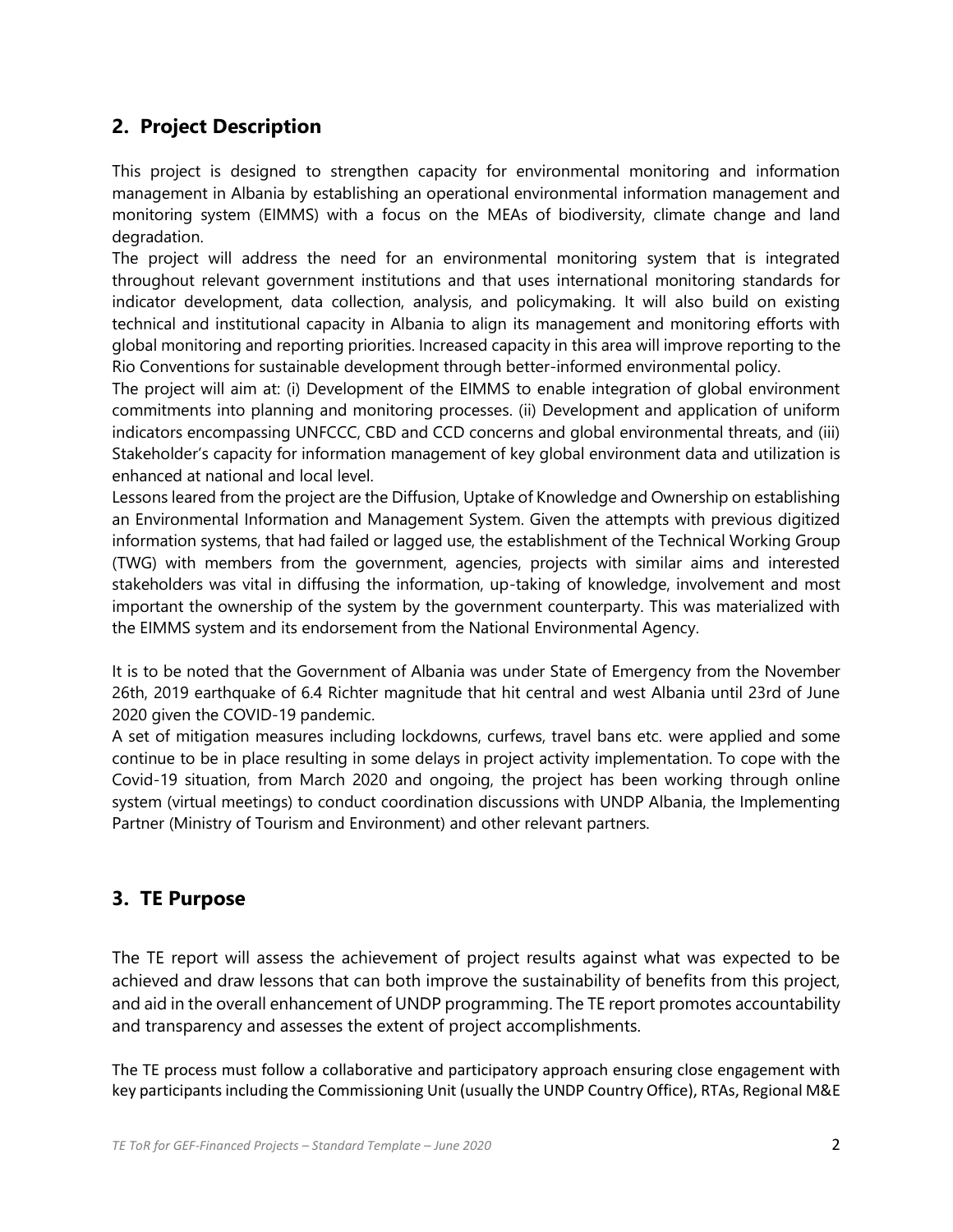## 2. Project Description

This project is designed to strengthen capacity for environmental monitoring and information management in Albania by establishing an operational environmental information management and monitoring system (EIMMS) with a focus on the MEAs of biodiversity, climate change and land degradation.

The project will address the need for an environmental monitoring system that is integrated throughout relevant government institutions and that uses international monitoring standards for indicator development, data collection, analysis, and policymaking. It will also build on existing technical and institutional capacity in Albania to align its management and monitoring efforts with global monitoring and reporting priorities. Increased capacity in this area will improve reporting to the Rio Conventions for sustainable development through better-informed environmental policy.

The project will aim at: (i) Development of the EIMMS to enable integration of global environment commitments into planning and monitoring processes. (ii) Development and application of uniform indicators encompassing UNFCCC, CBD and CCD concerns and global environmental threats, and (iii) Stakeholder's capacity for information management of key global environment data and utilization is enhanced at national and local level.

Lessons leared from the project are the Diffusion, Uptake of Knowledge and Ownership on establishing an Environmental Information and Management System. Given the attempts with previous digitized information systems, that had failed or lagged use, the establishment of the Technical Working Group (TWG) with members from the government, agencies, projects with similar aims and interested stakeholders was vital in diffusing the information, up-taking of knowledge, involvement and most important the ownership of the system by the government counterparty. This was materialized with the EIMMS system and its endorsement from the National Environmental Agency.

It is to be noted that the Government of Albania was under State of Emergency from the November 26th, 2019 earthquake of 6.4 Richter magnitude that hit central and west Albania until 23rd of June 2020 given the COVID-19 pandemic.

A set of mitigation measures including lockdowns, curfews, travel bans etc. were applied and some continue to be in place resulting in some delays in project activity implementation. To cope with the Covid-19 situation, from March 2020 and ongoing, the project has been working through online system (virtual meetings) to conduct coordination discussions with UNDP Albania, the Implementing Partner (Ministry of Tourism and Environment) and other relevant partners.

## 3. TE Purpose

The TE report will assess the achievement of project results against what was expected to be achieved and draw lessons that can both improve the sustainability of benefits from this project, and aid in the overall enhancement of UNDP programming. The TE report promotes accountability and transparency and assesses the extent of project accomplishments.

The TE process must follow a collaborative and participatory approach ensuring close engagement with key participants including the Commissioning Unit (usually the UNDP Country Office), RTAs, Regional M&E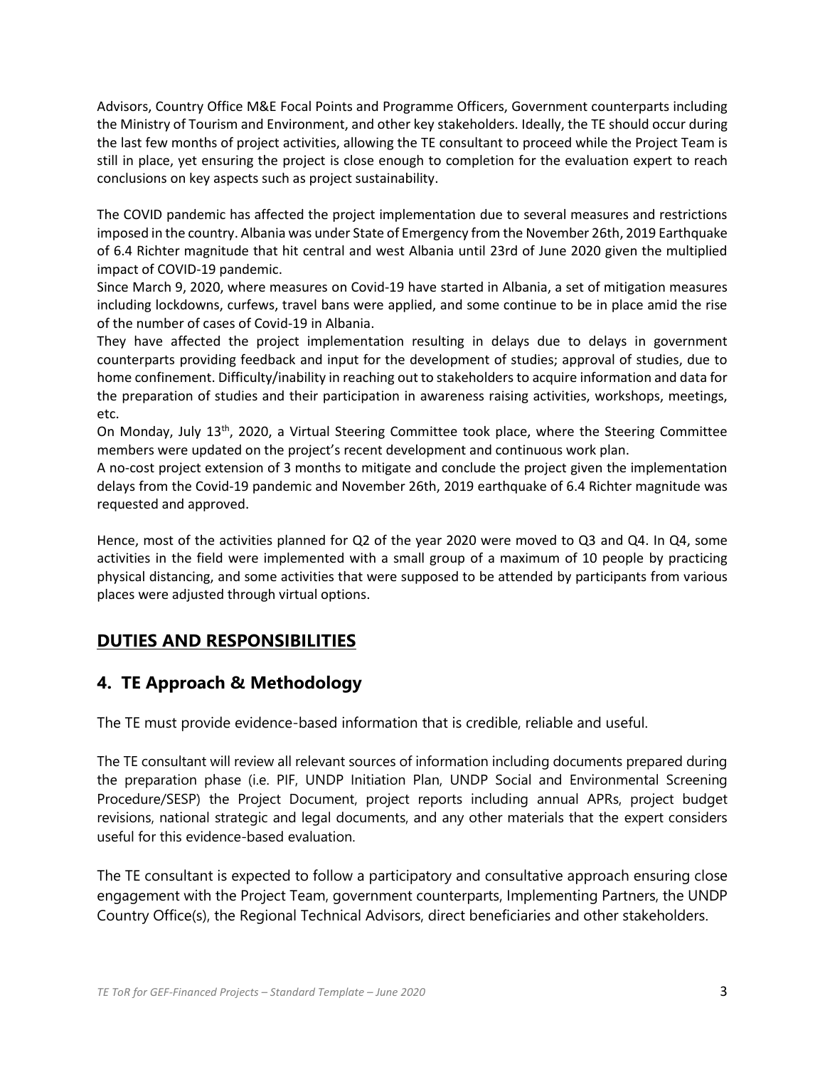Advisors, Country Office M&E Focal Points and Programme Officers, Government counterparts including the Ministry of Tourism and Environment, and other key stakeholders. Ideally, the TE should occur during the last few months of project activities, allowing the TE consultant to proceed while the Project Team is still in place, yet ensuring the project is close enough to completion for the evaluation expert to reach conclusions on key aspects such as project sustainability.

The COVID pandemic has affected the project implementation due to several measures and restrictions imposed in the country. Albania was under State of Emergency from the November 26th, 2019 Earthquake of 6.4 Richter magnitude that hit central and west Albania until 23rd of June 2020 given the multiplied impact of COVID-19 pandemic.

Since March 9, 2020, where measures on Covid-19 have started in Albania, a set of mitigation measures including lockdowns, curfews, travel bans were applied, and some continue to be in place amid the rise of the number of cases of Covid-19 in Albania.

They have affected the project implementation resulting in delays due to delays in government counterparts providing feedback and input for the development of studies; approval of studies, due to home confinement. Difficulty/inability in reaching out to stakeholders to acquire information and data for the preparation of studies and their participation in awareness raising activities, workshops, meetings, etc.

On Monday, July 13th, 2020, a Virtual Steering Committee took place, where the Steering Committee members were updated on the project's recent development and continuous work plan.

A no-cost project extension of 3 months to mitigate and conclude the project given the implementation delays from the Covid-19 pandemic and November 26th, 2019 earthquake of 6.4 Richter magnitude was requested and approved.

Hence, most of the activities planned for Q2 of the year 2020 were moved to Q3 and Q4. In Q4, some activities in the field were implemented with a small group of a maximum of 10 people by practicing physical distancing, and some activities that were supposed to be attended by participants from various places were adjusted through virtual options.

# DUTIES AND RESPONSIBILITIES

## 4. TE Approach & Methodology

The TE must provide evidence-based information that is credible, reliable and useful.

The TE consultant will review all relevant sources of information including documents prepared during the preparation phase (i.e. PIF, UNDP Initiation Plan, UNDP Social and Environmental Screening Procedure/SESP) the Project Document, project reports including annual APRs, project budget revisions, national strategic and legal documents, and any other materials that the expert considers useful for this evidence-based evaluation.

The TE consultant is expected to follow a participatory and consultative approach ensuring close engagement with the Project Team, government counterparts, Implementing Partners, the UNDP Country Office(s), the Regional Technical Advisors, direct beneficiaries and other stakeholders.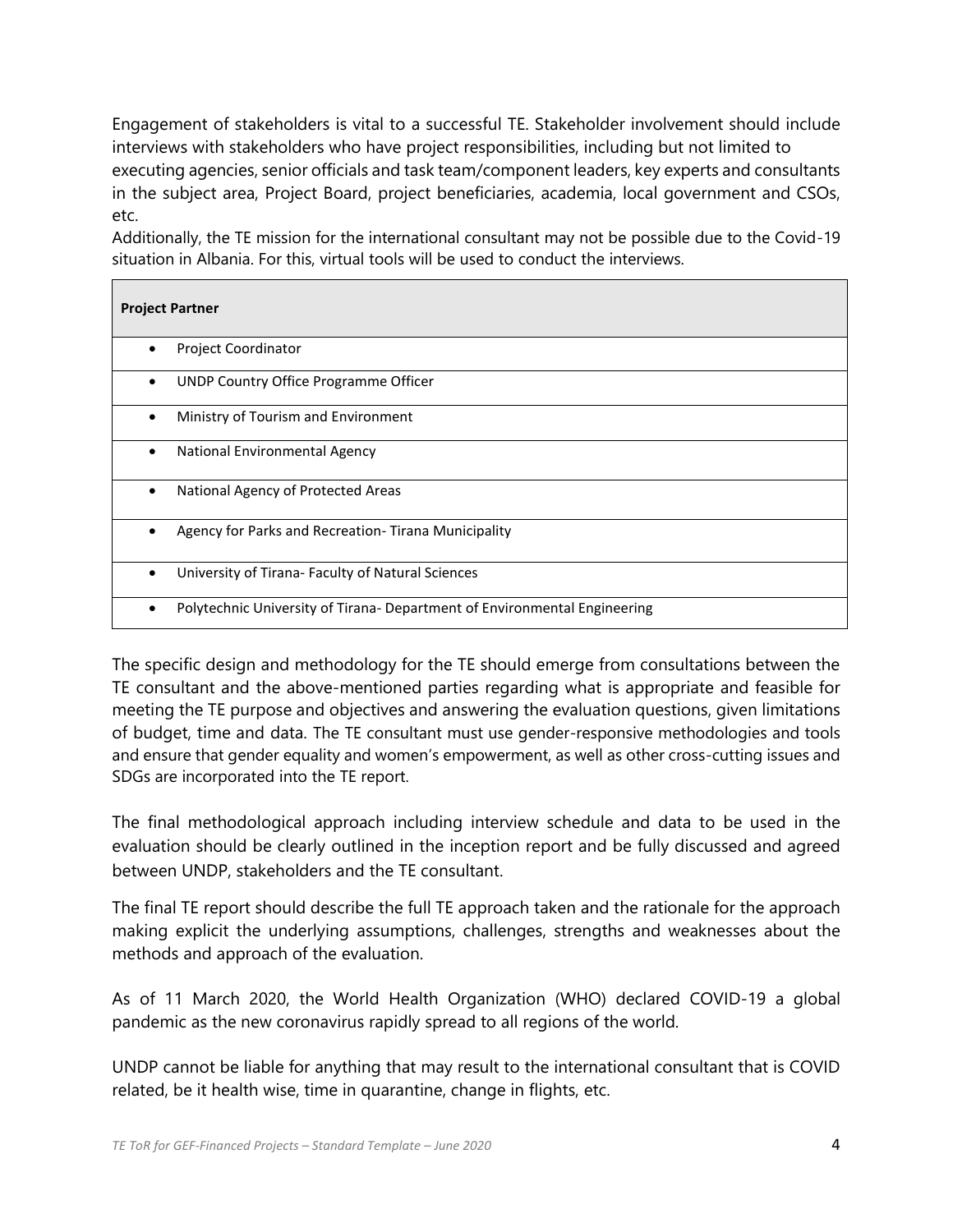Engagement of stakeholders is vital to a successful TE. Stakeholder involvement should include interviews with stakeholders who have project responsibilities, including but not limited to executing agencies, senior officials and task team/component leaders, key experts and consultants in the subject area, Project Board, project beneficiaries, academia, local government and CSOs, etc.

Additionally, the TE mission for the international consultant may not be possible due to the Covid-19 situation in Albania. For this, virtual tools will be used to conduct the interviews.

| **Project Partner** |
| --- |
| • Project Coordinator |
| • UNDP Country Office Programme Officer |
| • Ministry of Tourism and Environment |
| • National Environmental Agency |
| • National Agency of Protected Areas |
| • Agency for Parks and Recreation- Tirana Municipality |
| • University of Tirana- Faculty of Natural Sciences |
| • Polytechnic University of Tirana- Department of Environmental Engineering |

The specific design and methodology for the TE should emerge from consultations between the TE consultant and the above-mentioned parties regarding what is appropriate and feasible for meeting the TE purpose and objectives and answering the evaluation questions, given limitations of budget, time and data. The TE consultant must use gender-responsive methodologies and tools and ensure that gender equality and women's empowerment, as well as other cross-cutting issues and SDGs are incorporated into the TE report.

The final methodological approach including interview schedule and data to be used in the evaluation should be clearly outlined in the inception report and be fully discussed and agreed between UNDP, stakeholders and the TE consultant.

The final TE report should describe the full TE approach taken and the rationale for the approach making explicit the underlying assumptions, challenges, strengths and weaknesses about the methods and approach of the evaluation.

As of 11 March 2020, the World Health Organization (WHO) declared COVID-19 a global pandemic as the new coronavirus rapidly spread to all regions of the world.

UNDP cannot be liable for anything that may result to the international consultant that is COVID related, be it health wise, time in quarantine, change in flights, etc.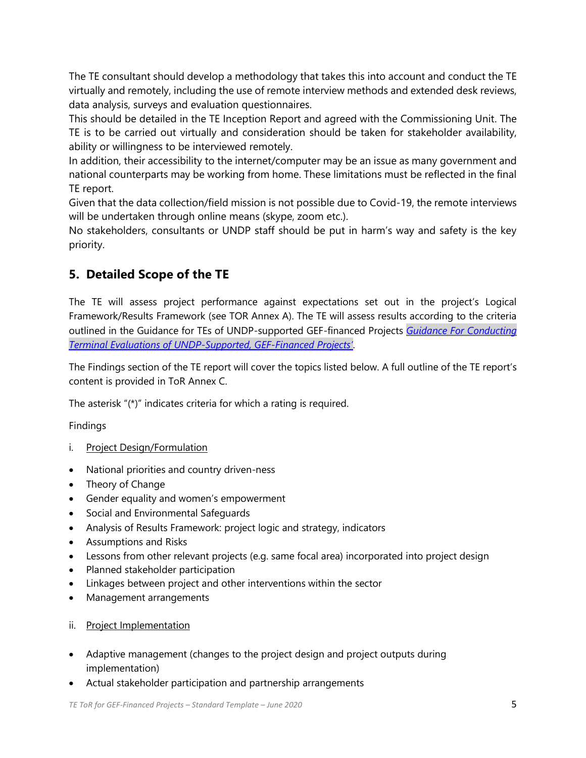The TE consultant should develop a methodology that takes this into account and conduct the TE virtually and remotely, including the use of remote interview methods and extended desk reviews, data analysis, surveys and evaluation questionnaires.

This should be detailed in the TE Inception Report and agreed with the Commissioning Unit. The TE is to be carried out virtually and consideration should be taken for stakeholder availability, ability or willingness to be interviewed remotely.

In addition, their accessibility to the internet/computer may be an issue as many government and national counterparts may be working from home. These limitations must be reflected in the final TE report.

Given that the data collection/field mission is not possible due to Covid-19, the remote interviews will be undertaken through online means (skype, zoom etc.).

No stakeholders, consultants or UNDP staff should be put in harm's way and safety is the key priority.

## 5. Detailed Scope of the TE

The TE will assess project performance against expectations set out in the project's Logical Framework/Results Framework (see TOR Annex A). The TE will assess results according to the criteria outlined in the Guidance for TEs of UNDP-supported GEF-financed Projects *Guidance For Conducting Terminal Evaluations of UNDP-Supported, GEF-Financed Projects'*.

The Findings section of the TE report will cover the topics listed below. A full outline of the TE report's content is provided in ToR Annex C.

The asterisk "(*)" indicates criteria for which a rating is required.

Findings

i. Project Design/Formulation

- National priorities and country driven-ness
- Theory of Change
- Gender equality and women's empowerment
- Social and Environmental Safeguards
- Analysis of Results Framework: project logic and strategy, indicators
- Assumptions and Risks
- Lessons from other relevant projects (e.g. same focal area) incorporated into project design
- Planned stakeholder participation
- Linkages between project and other interventions within the sector
- Management arrangements

ii. Project Implementation

- Adaptive management (changes to the project design and project outputs during implementation)
- Actual stakeholder participation and partnership arrangements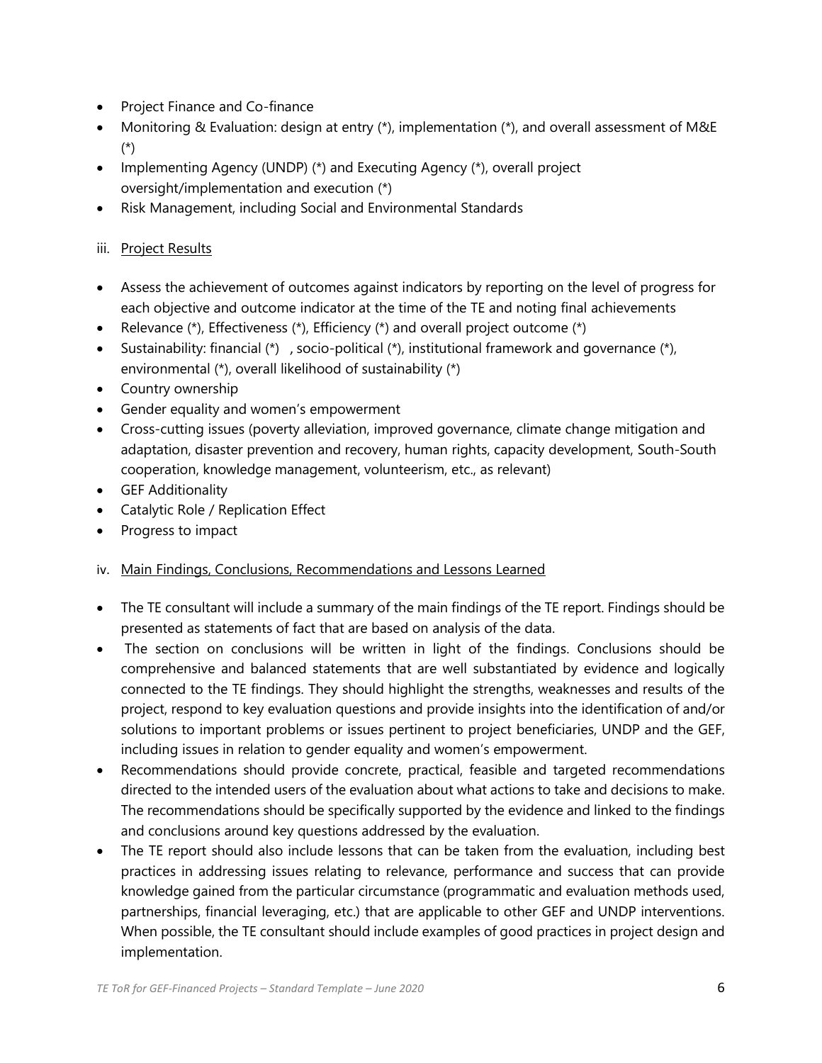- Project Finance and Co-finance
- Monitoring & Evaluation: design at entry (*), implementation (*), and overall assessment of M&E (*)
- Implementing Agency (UNDP) (*) and Executing Agency (*), overall project oversight/implementation and execution (*)
- Risk Management, including Social and Environmental Standards

iii. Project Results

- Assess the achievement of outcomes against indicators by reporting on the level of progress for each objective and outcome indicator at the time of the TE and noting final achievements
- Relevance (*), Effectiveness (*), Efficiency (*) and overall project outcome (*)
- Sustainability: financial (*) , socio-political (*), institutional framework and governance (*), environmental (*), overall likelihood of sustainability (*)
- Country ownership
- Gender equality and women's empowerment
- Cross-cutting issues (poverty alleviation, improved governance, climate change mitigation and adaptation, disaster prevention and recovery, human rights, capacity development, South-South cooperation, knowledge management, volunteerism, etc., as relevant)
- GEF Additionality
- Catalytic Role / Replication Effect
- Progress to impact

iv. Main Findings, Conclusions, Recommendations and Lessons Learned

- The TE consultant will include a summary of the main findings of the TE report. Findings should be presented as statements of fact that are based on analysis of the data.
- The section on conclusions will be written in light of the findings. Conclusions should be comprehensive and balanced statements that are well substantiated by evidence and logically connected to the TE findings. They should highlight the strengths, weaknesses and results of the project, respond to key evaluation questions and provide insights into the identification of and/or solutions to important problems or issues pertinent to project beneficiaries, UNDP and the GEF, including issues in relation to gender equality and women's empowerment.
- Recommendations should provide concrete, practical, feasible and targeted recommendations directed to the intended users of the evaluation about what actions to take and decisions to make. The recommendations should be specifically supported by the evidence and linked to the findings and conclusions around key questions addressed by the evaluation.
- The TE report should also include lessons that can be taken from the evaluation, including best practices in addressing issues relating to relevance, performance and success that can provide knowledge gained from the particular circumstance (programmatic and evaluation methods used, partnerships, financial leveraging, etc.) that are applicable to other GEF and UNDP interventions. When possible, the TE consultant should include examples of good practices in project design and implementation.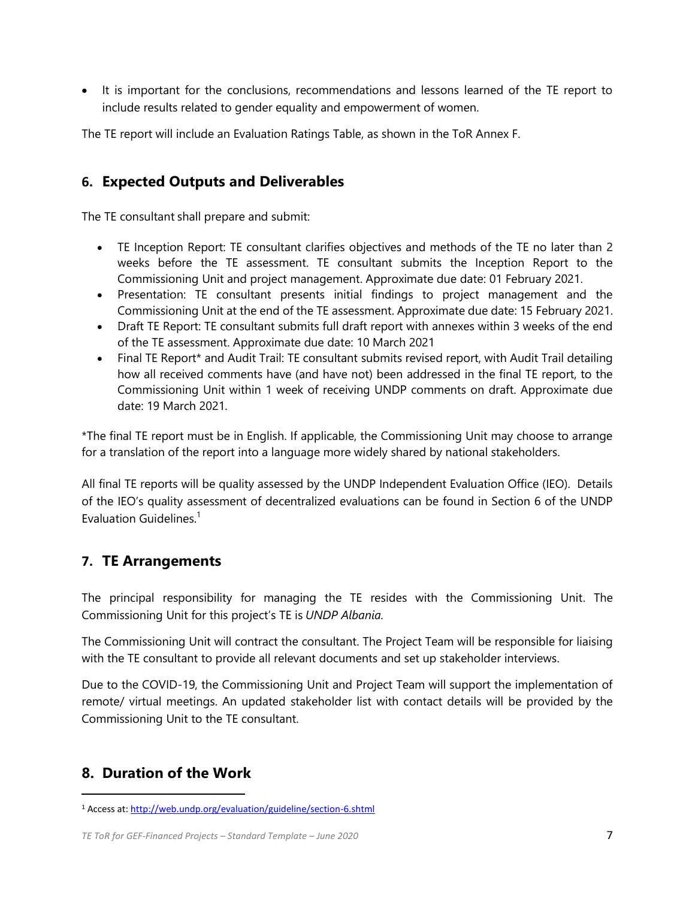- It is important for the conclusions, recommendations and lessons learned of the TE report to include results related to gender equality and empowerment of women.

The TE report will include an Evaluation Ratings Table, as shown in the ToR Annex F.

## 6. Expected Outputs and Deliverables

The TE consultant shall prepare and submit:

- TE Inception Report: TE consultant clarifies objectives and methods of the TE no later than 2 weeks before the TE assessment. TE consultant submits the Inception Report to the Commissioning Unit and project management. Approximate due date: 01 February 2021.
- Presentation: TE consultant presents initial findings to project management and the Commissioning Unit at the end of the TE assessment. Approximate due date: 15 February 2021.
- Draft TE Report: TE consultant submits full draft report with annexes within 3 weeks of the end of the TE assessment. Approximate due date: 10 March 2021
- Final TE Report* and Audit Trail: TE consultant submits revised report, with Audit Trail detailing how all received comments have (and have not) been addressed in the final TE report, to the Commissioning Unit within 1 week of receiving UNDP comments on draft. Approximate due date: 19 March 2021.

*The final TE report must be in English. If applicable, the Commissioning Unit may choose to arrange for a translation of the report into a language more widely shared by national stakeholders.

All final TE reports will be quality assessed by the UNDP Independent Evaluation Office (IEO). Details of the IEO's quality assessment of decentralized evaluations can be found in Section 6 of the UNDP Evaluation Guidelines.[1]

## 7. TE Arrangements

The principal responsibility for managing the TE resides with the Commissioning Unit. The Commissioning Unit for this project's TE is *UNDP Albania.*

The Commissioning Unit will contract the consultant. The Project Team will be responsible for liaising with the TE consultant to provide all relevant documents and set up stakeholder interviews.

Due to the COVID-19, the Commissioning Unit and Project Team will support the implementation of remote/ virtual meetings. An updated stakeholder list with contact details will be provided by the Commissioning Unit to the TE consultant.

## 8. Duration of the Work

[1] Access at: http://web.undp.org/evaluation/guideline/section-6.shtml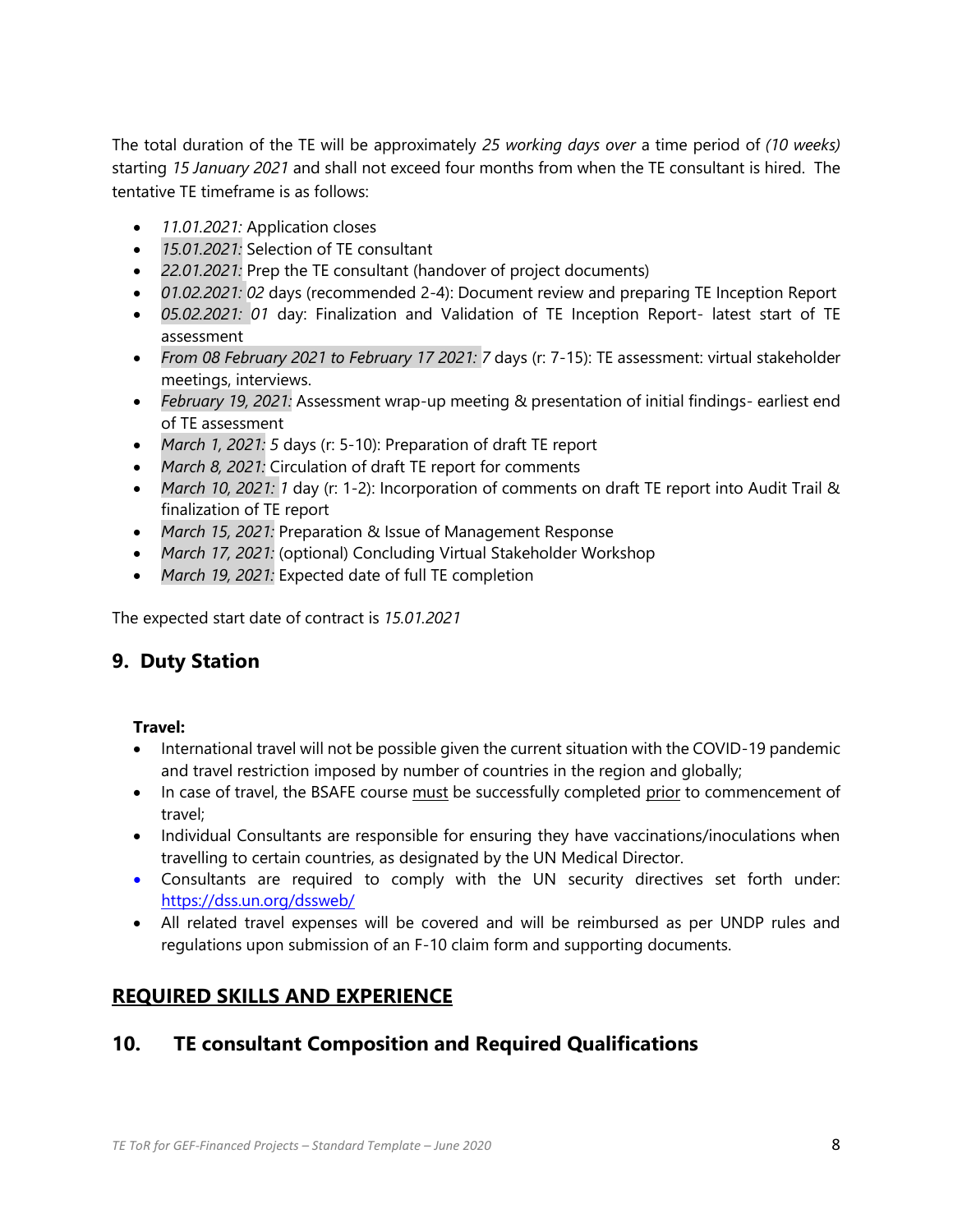The total duration of the TE will be approximately *25 working days over* a time period of *(10 weeks)* starting *15 January 2021* and shall not exceed four months from when the TE consultant is hired. The tentative TE timeframe is as follows:

- *11.01.2021:* Application closes
- *15.01.2021:* Selection of TE consultant
- *22.01.2021:* Prep the TE consultant (handover of project documents)
- *01.02.2021: 02* days (recommended 2-4): Document review and preparing TE Inception Report
- *05.02.2021: 01* day: Finalization and Validation of TE Inception Report- latest start of TE assessment
- *From 08 February 2021 to February 17 2021: 7* days (r: 7-15): TE assessment: virtual stakeholder meetings, interviews.
- *February 19, 2021:* Assessment wrap-up meeting & presentation of initial findings- earliest end of TE assessment
- *March 1, 2021: 5* days (r: 5-10): Preparation of draft TE report
- *March 8, 2021:* Circulation of draft TE report for comments
- *March 10, 2021: 1* day (r: 1-2): Incorporation of comments on draft TE report into Audit Trail & finalization of TE report
- *March 15, 2021:* Preparation & Issue of Management Response
- *March 17, 2021:* (optional) Concluding Virtual Stakeholder Workshop
- *March 19, 2021:* Expected date of full TE completion

The expected start date of contract is *15.01.2021*

## 9. Duty Station

**Travel:**

- International travel will not be possible given the current situation with the COVID-19 pandemic and travel restriction imposed by number of countries in the region and globally;
- In case of travel, the BSAFE course must be successfully completed prior to commencement of travel;
- Individual Consultants are responsible for ensuring they have vaccinations/inoculations when travelling to certain countries, as designated by the UN Medical Director.
- Consultants are required to comply with the UN security directives set forth under: https://dss.un.org/dssweb/
- All related travel expenses will be covered and will be reimbursed as per UNDP rules and regulations upon submission of an F-10 claim form and supporting documents.

## REQUIRED SKILLS AND EXPERIENCE

## 10. TE consultant Composition and Required Qualifications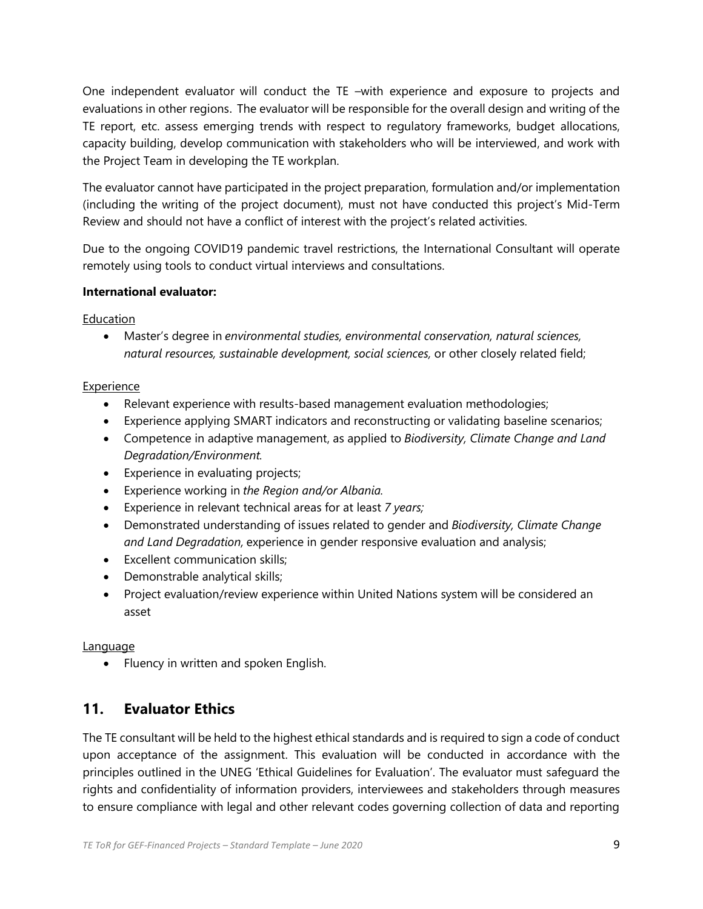One independent evaluator will conduct the TE –with experience and exposure to projects and evaluations in other regions. The evaluator will be responsible for the overall design and writing of the TE report, etc. assess emerging trends with respect to regulatory frameworks, budget allocations, capacity building, develop communication with stakeholders who will be interviewed, and work with the Project Team in developing the TE workplan.

The evaluator cannot have participated in the project preparation, formulation and/or implementation (including the writing of the project document), must not have conducted this project's Mid-Term Review and should not have a conflict of interest with the project's related activities.

Due to the ongoing COVID19 pandemic travel restrictions, the International Consultant will operate remotely using tools to conduct virtual interviews and consultations.

**International evaluator:**

Education

- Master's degree in *environmental studies, environmental conservation, natural sciences, natural resources, sustainable development, social sciences,* or other closely related field;

Experience

- Relevant experience with results-based management evaluation methodologies;
- Experience applying SMART indicators and reconstructing or validating baseline scenarios;
- Competence in adaptive management, as applied to *Biodiversity, Climate Change and Land Degradation/Environment.*
- Experience in evaluating projects;
- Experience working in *the Region and/or Albania.*
- Experience in relevant technical areas for at least *7 years;*
- Demonstrated understanding of issues related to gender and *Biodiversity, Climate Change and Land Degradation*, experience in gender responsive evaluation and analysis;
- Excellent communication skills;
- Demonstrable analytical skills;
- Project evaluation/review experience within United Nations system will be considered an asset

Language

- Fluency in written and spoken English.

## 11. Evaluator Ethics

The TE consultant will be held to the highest ethical standards and is required to sign a code of conduct upon acceptance of the assignment. This evaluation will be conducted in accordance with the principles outlined in the UNEG 'Ethical Guidelines for Evaluation'. The evaluator must safeguard the rights and confidentiality of information providers, interviewees and stakeholders through measures to ensure compliance with legal and other relevant codes governing collection of data and reporting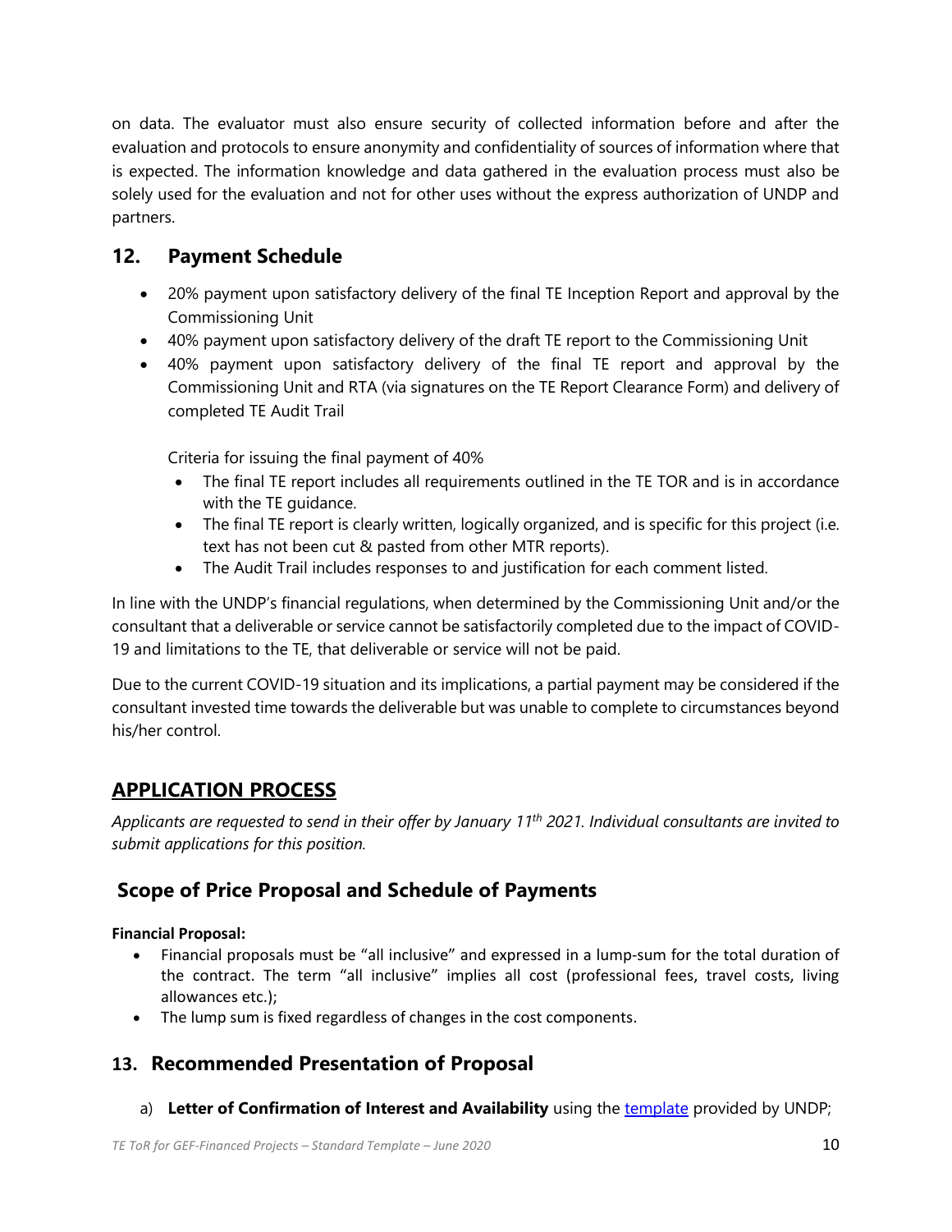on data. The evaluator must also ensure security of collected information before and after the evaluation and protocols to ensure anonymity and confidentiality of sources of information where that is expected. The information knowledge and data gathered in the evaluation process must also be solely used for the evaluation and not for other uses without the express authorization of UNDP and partners.

## 12. Payment Schedule

- 20% payment upon satisfactory delivery of the final TE Inception Report and approval by the Commissioning Unit
- 40% payment upon satisfactory delivery of the draft TE report to the Commissioning Unit
- 40% payment upon satisfactory delivery of the final TE report and approval by the Commissioning Unit and RTA (via signatures on the TE Report Clearance Form) and delivery of completed TE Audit Trail

  Criteria for issuing the final payment of 40%
  - The final TE report includes all requirements outlined in the TE TOR and is in accordance with the TE guidance.
  - The final TE report is clearly written, logically organized, and is specific for this project (i.e. text has not been cut & pasted from other MTR reports).
  - The Audit Trail includes responses to and justification for each comment listed.

In line with the UNDP's financial regulations, when determined by the Commissioning Unit and/or the consultant that a deliverable or service cannot be satisfactorily completed due to the impact of COVID-19 and limitations to the TE, that deliverable or service will not be paid.

Due to the current COVID-19 situation and its implications, a partial payment may be considered if the consultant invested time towards the deliverable but was unable to complete to circumstances beyond his/her control.

# APPLICATION PROCESS

*Applicants are requested to send in their offer by January 11th 2021. Individual consultants are invited to submit applications for this position.*

## Scope of Price Proposal and Schedule of Payments

**Financial Proposal:**

- Financial proposals must be "all inclusive" and expressed in a lump-sum for the total duration of the contract. The term "all inclusive" implies all cost (professional fees, travel costs, living allowances etc.);
- The lump sum is fixed regardless of changes in the cost components.

## 13. Recommended Presentation of Proposal

a) **Letter of Confirmation of Interest and Availability** using the template provided by UNDP;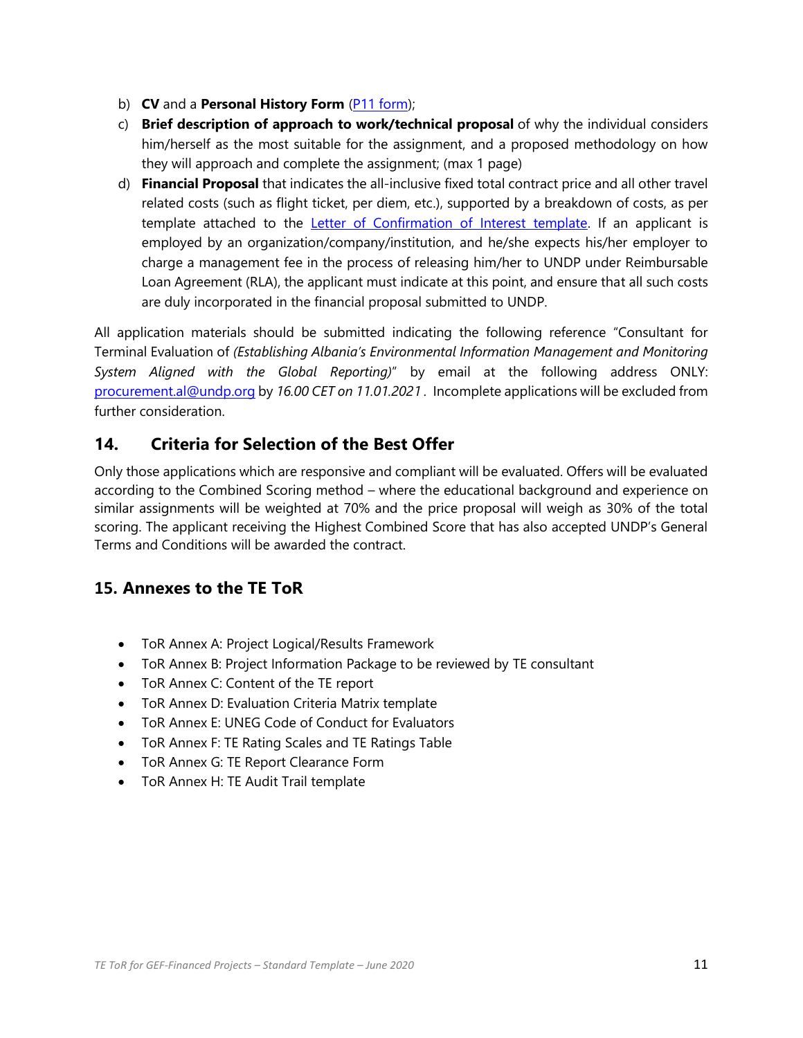b) **CV** and a **Personal History Form** ([P11 form](P11 form));

c) **Brief description of approach to work/technical proposal** of why the individual considers him/herself as the most suitable for the assignment, and a proposed methodology on how they will approach and complete the assignment; (max 1 page)

d) **Financial Proposal** that indicates the all-inclusive fixed total contract price and all other travel related costs (such as flight ticket, per diem, etc.), supported by a breakdown of costs, as per template attached to the [Letter of Confirmation of Interest template](Letter of Confirmation of Interest template). If an applicant is employed by an organization/company/institution, and he/she expects his/her employer to charge a management fee in the process of releasing him/her to UNDP under Reimbursable Loan Agreement (RLA), the applicant must indicate at this point, and ensure that all such costs are duly incorporated in the financial proposal submitted to UNDP.

All application materials should be submitted indicating the following reference "Consultant for Terminal Evaluation of *(Establishing Albania's Environmental Information Management and Monitoring System Aligned with the Global Reporting)*" by email at the following address ONLY: procurement.al@undp.org by *16.00 CET on 11.01.2021* . Incomplete applications will be excluded from further consideration.

## 14. Criteria for Selection of the Best Offer

Only those applications which are responsive and compliant will be evaluated. Offers will be evaluated according to the Combined Scoring method – where the educational background and experience on similar assignments will be weighted at 70% and the price proposal will weigh as 30% of the total scoring. The applicant receiving the Highest Combined Score that has also accepted UNDP's General Terms and Conditions will be awarded the contract.

## 15. Annexes to the TE ToR

- ToR Annex A: Project Logical/Results Framework
- ToR Annex B: Project Information Package to be reviewed by TE consultant
- ToR Annex C: Content of the TE report
- ToR Annex D: Evaluation Criteria Matrix template
- ToR Annex E: UNEG Code of Conduct for Evaluators
- ToR Annex F: TE Rating Scales and TE Ratings Table
- ToR Annex G: TE Report Clearance Form
- ToR Annex H: TE Audit Trail template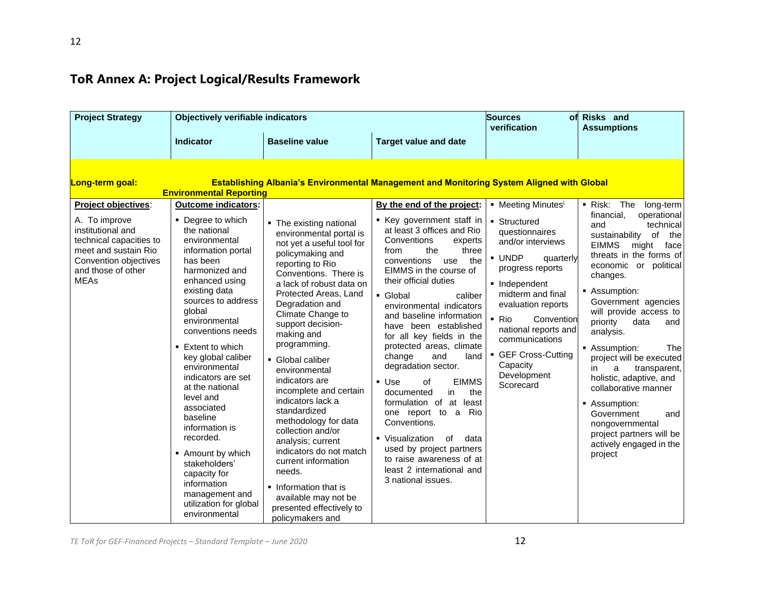## ToR Annex A: Project Logical/Results Framework

| Project Strategy | Objectively verifiable indicators | | | Sources of verification | Risks and Assumptions |
|---|---|---|---|---|---|
| | Indicator | Baseline value | Target value and date | | |
| **Long-term goal:** | **Establishing Albania's Environmental Management and Monitoring System Aligned with Global Environmental Reporting** | | | | |
| **Project objectives**:<br><br>A. To improve institutional and technical capacities to meet and sustain Rio Convention objectives and those of other MEAs | **Outcome indicators:**<br><br>▪ Degree to which the national environmental information portal has been harmonized and enhanced using existing data sources to address global environmental conventions needs<br><br>▪ Extent to which key global caliber environmental indicators are set at the national level and associated baseline information is recorded.<br><br>▪ Amount by which stakeholders' capacity for information management and utilization for global environmental | ▪ The existing national environmental portal is not yet a useful tool for policymaking and reporting to Rio Conventions. There is a lack of robust data on Protected Areas, Land Degradation and Climate Change to support decision-making and programming.<br><br>▪ Global caliber environmental indicators are incomplete and certain indicators lack a standardized methodology for data collection and/or analysis; current indicators do not match current information needs.<br><br>▪ Information that is available may not be presented effectively to policymakers and | **By the end of the project:**<br><br>▪ Key government staff in at least 3 offices and Rio Conventions experts from the three conventions use the EIMMS in the course of their official duties<br><br>▪ Global caliber environmental indicators and baseline information have been established for all key fields in the protected areas, climate change and land degradation sector.<br><br>▪ Use of EIMMS documented in the formulation of at least one report to a Rio Conventions.<br><br>▪ Visualization of data used by project partners to raise awareness of at least 2 international and 3 national issues. | ▪ Meeting Minutes[i]<br><br>▪ Structured questionnaires and/or interviews<br><br>▪ UNDP quarterly progress reports<br><br>▪ Independent midterm and final evaluation reports<br><br>▪ Rio Convention national reports and communications<br><br>▪ GEF Cross-Cutting Capacity Development Scorecard | ▪ Risk: The long-term financial, operational and technical sustainability of the EIMMS might face threats in the forms of economic or political changes.<br><br>▪ Assumption: Government agencies will provide access to priority data and analysis.<br><br>▪ Assumption: The project will be executed in a transparent, holistic, adaptive, and collaborative manner<br><br>▪ Assumption: Government and nongovernmental project partners will be actively engaged in the project |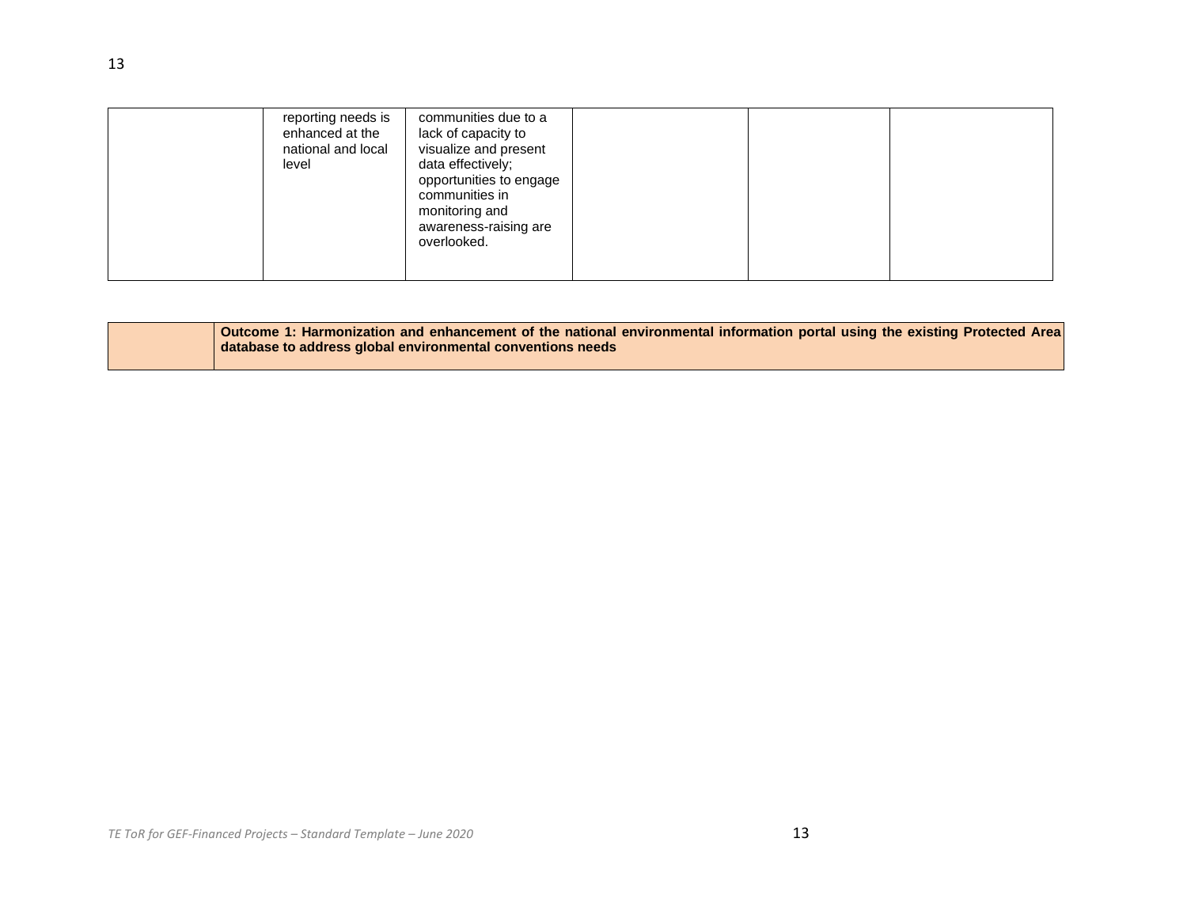| | | | | | |
|---|---|---|---|---|---|
| | reporting needs is enhanced at the national and local level | communities due to a lack of capacity to visualize and present data effectively; opportunities to engage communities in monitoring and awareness-raising are overlooked. | | | |

| | |
|---|---|
| | **Outcome 1: Harmonization and enhancement of the national environmental information portal using the existing Protected Area database to address global environmental conventions needs** |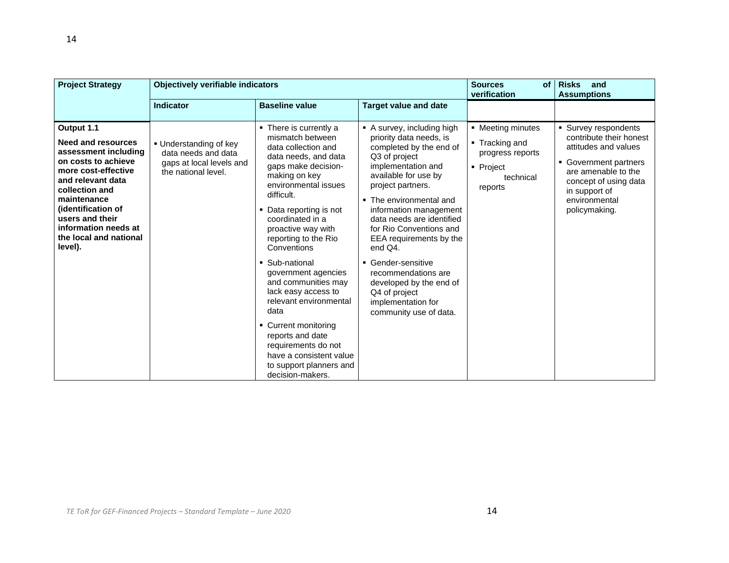| Project Strategy | Objectively verifiable indicators | | | Sources of verification | Risks and Assumptions |
|---|---|---|---|---|---|
| | **Indicator** | **Baseline value** | **Target value and date** | | |
| **Output 1.1**<br><br>**Need and resources assessment including on costs to achieve more cost-effective and relevant data collection and maintenance (identification of users and their information needs at the local and national level).** | ▪ Understanding of key data needs and data gaps at local levels and the national level. | ▪ There is currently a mismatch between data collection and data needs, and data gaps make decision-making on key environmental issues difficult.<br>▪ Data reporting is not coordinated in a proactive way with reporting to the Rio Conventions<br>▪ Sub-national government agencies and communities may lack easy access to relevant environmental data<br>▪ Current monitoring reports and date requirements do not have a consistent value to support planners and decision-makers. | ▪ A survey, including high priority data needs, is completed by the end of Q3 of project implementation and available for use by project partners.<br>▪ The environmental and information management data needs are identified for Rio Conventions and EEA requirements by the end Q4.<br>▪ Gender-sensitive recommendations are developed by the end of Q4 of project implementation for community use of data. | ▪ Meeting minutes<br>▪ Tracking and progress reports<br>▪ Project technical reports | ▪ Survey respondents contribute their honest attitudes and values<br>▪ Government partners are amenable to the concept of using data in support of environmental policymaking. |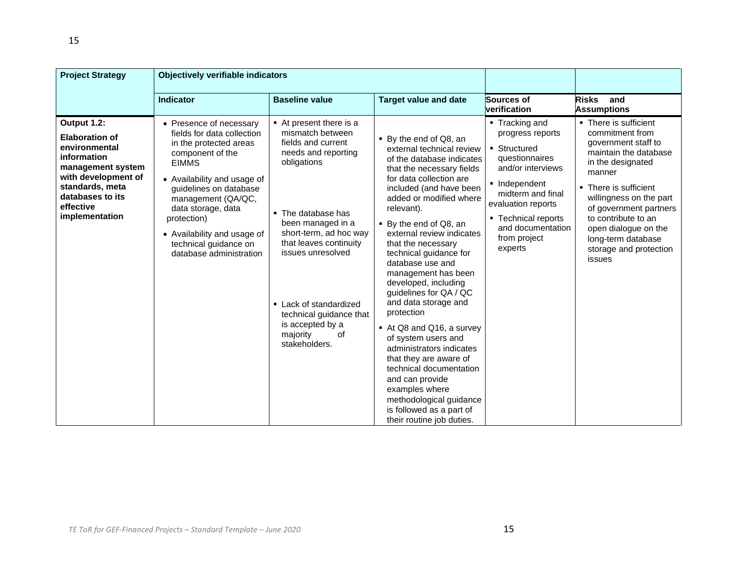| Project Strategy | Objectively verifiable indicators | | | | |
|---|---|---|---|---|---|
| | **Indicator** | **Baseline value** | **Target value and date** | **Sources of verification** | **Risks and Assumptions** |
| **Output 1.2:** **Elaboration of environmental information management system with development of standards, meta databases to its effective implementation** | • Presence of necessary fields for data collection in the protected areas component of the EIMMS<br>• Availability and usage of guidelines on database management (QA/QC, data storage, data protection)<br>• Availability and usage of technical guidance on database administration | ▪ At present there is a mismatch between fields and current needs and reporting obligations<br>▪ The database has been managed in a short-term, ad hoc way that leaves continuity issues unresolved<br>▪ Lack of standardized technical guidance that is accepted by a majority of stakeholders. | ▪ By the end of Q8, an external technical review of the database indicates that the necessary fields for data collection are included (and have been added or modified where relevant).<br>▪ By the end of Q8, an external review indicates that the necessary technical guidance for database use and management has been developed, including guidelines for QA / QC and data storage and protection<br>▪ At Q8 and Q16, a survey of system users and administrators indicates that they are aware of technical documentation and can provide examples where methodological guidance is followed as a part of their routine job duties. | ▪ Tracking and progress reports<br>▪ Structured questionnaires and/or interviews<br>▪ Independent midterm and final evaluation reports<br>▪ Technical reports and documentation from project experts | ▪ There is sufficient commitment from government staff to maintain the database in the designated manner<br>▪ There is sufficient willingness on the part of government partners to contribute to an open dialogue on the long-term database storage and protection issues |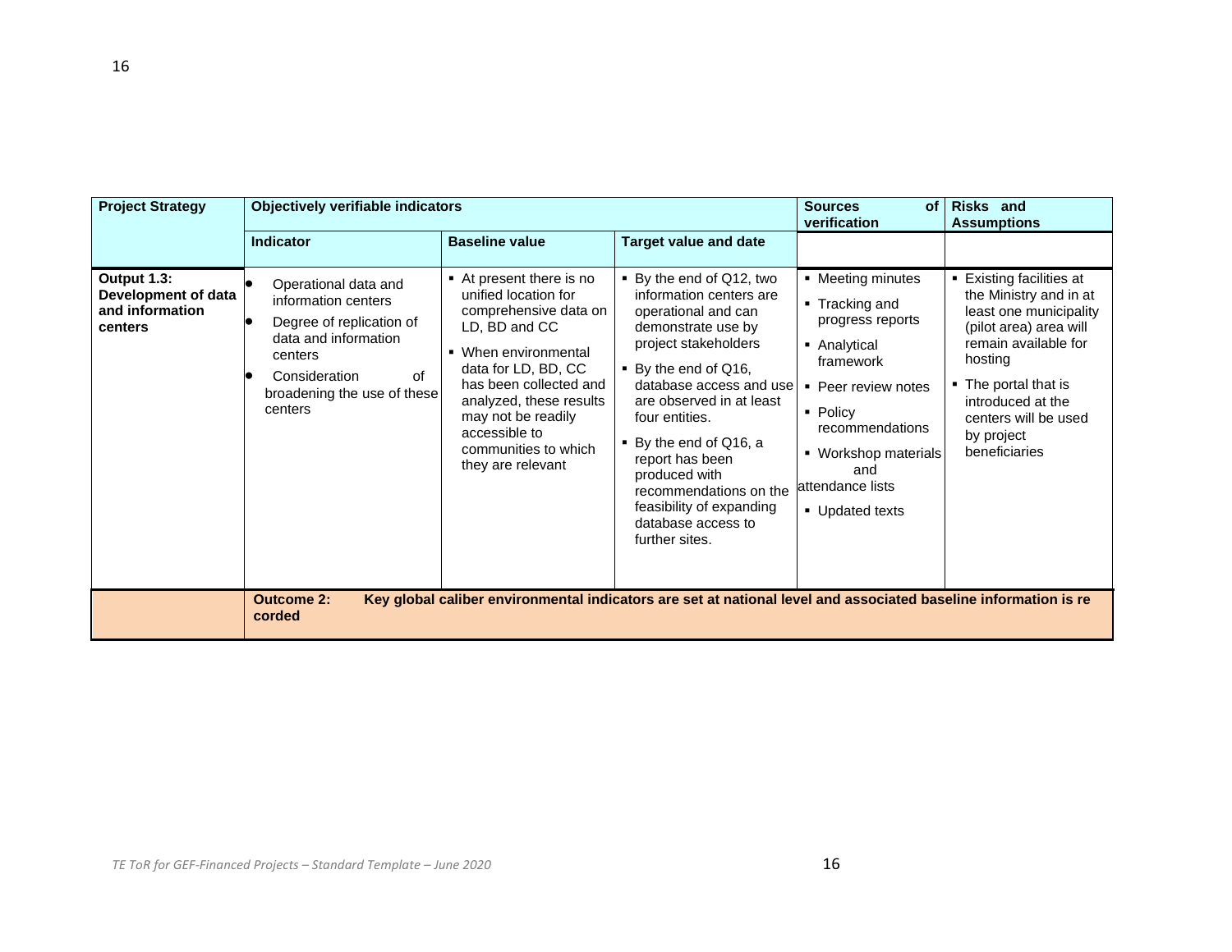| Project Strategy | Objectively verifiable indicators | | | Sources of verification | Risks and Assumptions |
|---|---|---|---|---|---|
| | **Indicator** | **Baseline value** | **Target value and date** | | |
| **Output 1.3: Development of data and information centers** | • Operational data and information centers<br>• Degree of replication of data and information centers<br>• Consideration of broadening the use of these centers | ▪ At present there is no unified location for comprehensive data on LD, BD and CC<br>▪ When environmental data for LD, BD, CC has been collected and analyzed, these results may not be readily accessible to communities to which they are relevant | ▪ By the end of Q12, two information centers are operational and can demonstrate use by project stakeholders<br>▪ By the end of Q16, database access and use are observed in at least four entities.<br>▪ By the end of Q16, a report has been produced with recommendations on the feasibility of expanding database access to further sites. | ▪ Meeting minutes<br>▪ Tracking and progress reports<br>▪ Analytical framework<br>▪ Peer review notes<br>▪ Policy recommendations<br>▪ Workshop materials and attendance lists<br>▪ Updated texts | ▪ Existing facilities at the Ministry and in at least one municipality (pilot area) area will remain available for hosting<br>▪ The portal that is introduced at the centers will be used by project beneficiaries |
| | **Outcome 2: Key global caliber environmental indicators are set at national level and associated baseline information is re corded** | | | | |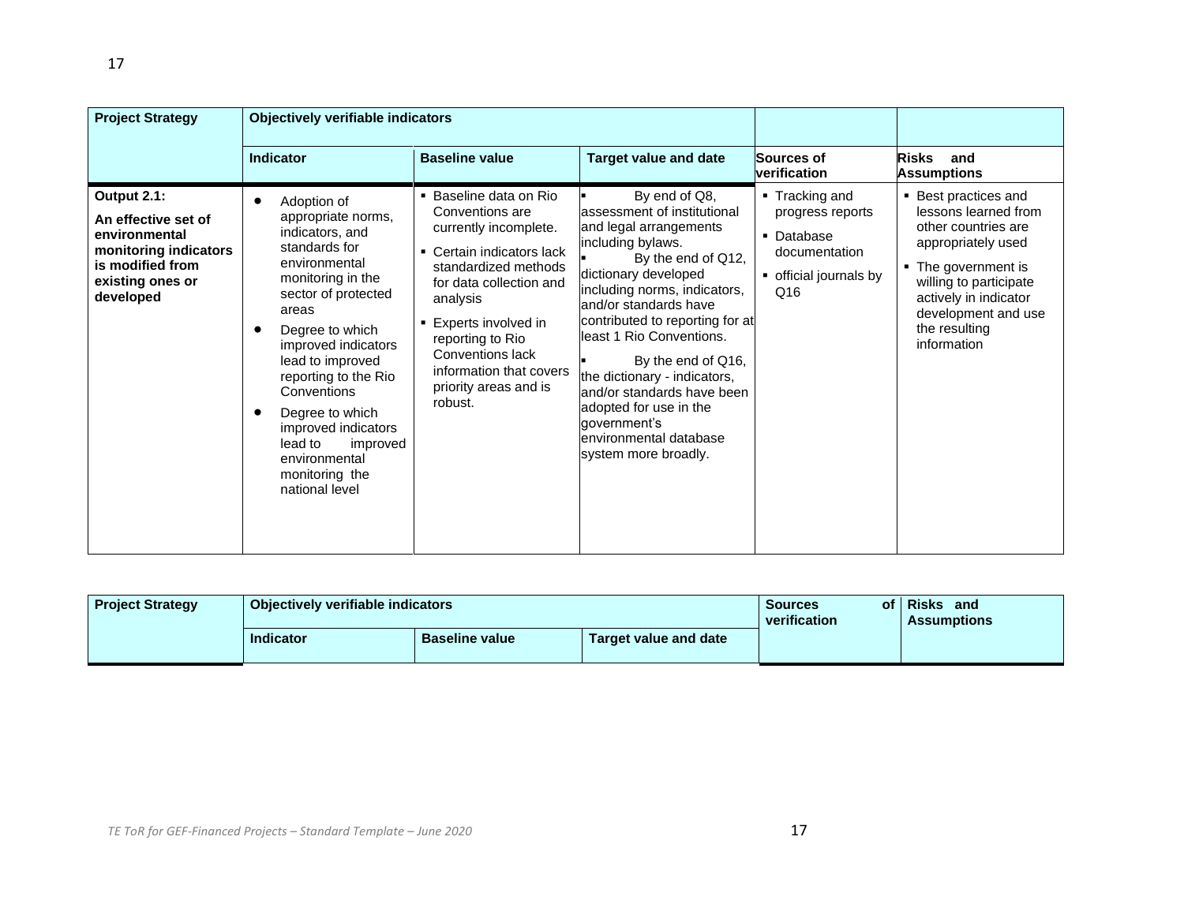| Project Strategy | Objectively verifiable indicators | | | | |
|---|---|---|---|---|---|
| | **Indicator** | **Baseline value** | **Target value and date** | **Sources of verification** | **Risks and Assumptions** |
| **Output 2.1:** **An effective set of environmental monitoring indicators is modified from existing ones or developed** | • Adoption of appropriate norms, indicators, and standards for environmental monitoring in the sector of protected areas<br>• Degree to which improved indicators lead to improved reporting to the Rio Conventions<br>• Degree to which improved indicators lead to improved environmental monitoring the national level | ▪ Baseline data on Rio Conventions are currently incomplete.<br>▪ Certain indicators lack standardized methods for data collection and analysis<br>▪ Experts involved in reporting to Rio Conventions lack information that covers priority areas and is robust. | ▪ By end of Q8, assessment of institutional and legal arrangements including bylaws.<br>▪ By the end of Q12, dictionary developed including norms, indicators, and/or standards have contributed to reporting for at least 1 Rio Conventions.<br>▪ By the end of Q16, the dictionary - indicators, and/or standards have been adopted for use in the government's environmental database system more broadly. | ▪ Tracking and progress reports<br>▪ Database documentation<br>▪ official journals by Q16 | ▪ Best practices and lessons learned from other countries are appropriately used<br>▪ The government is willing to participate actively in indicator development and use the resulting information |

| Project Strategy | Objectively verifiable indicators | | | Sources of verification | Risks and Assumptions |
|---|---|---|---|---|---|
| | **Indicator** | **Baseline value** | **Target value and date** | | |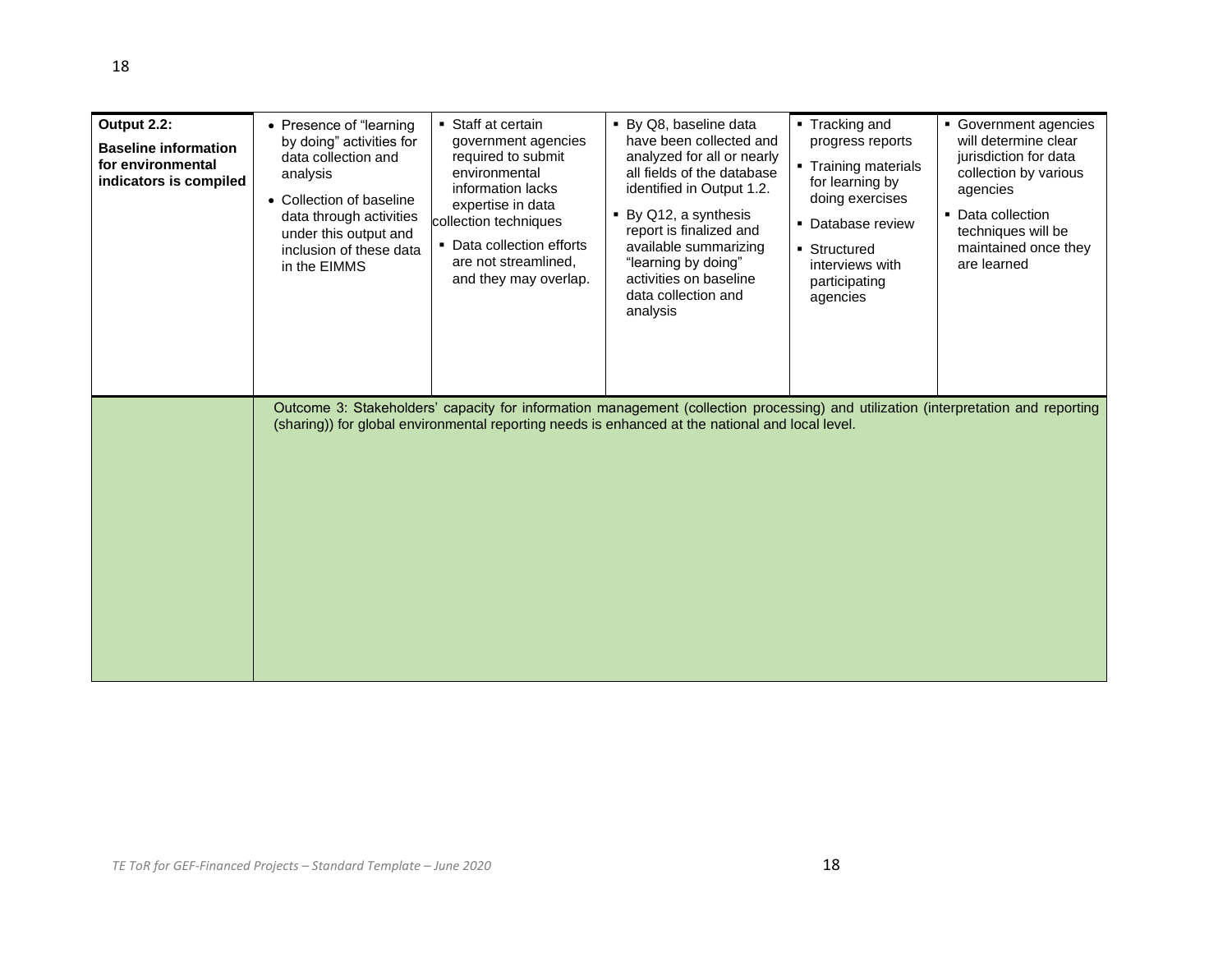| | | | | | |
|---|---|---|---|---|---|
| **Output 2.2:**<br>**Baseline information for environmental indicators is compiled** | • Presence of "learning by doing" activities for data collection and analysis<br>• Collection of baseline data through activities under this output and inclusion of these data in the EIMMS | ▪ Staff at certain government agencies required to submit environmental information lacks expertise in data collection techniques<br>▪ Data collection efforts are not streamlined, and they may overlap. | ▪ By Q8, baseline data have been collected and analyzed for all or nearly all fields of the database identified in Output 1.2.<br>▪ By Q12, a synthesis report is finalized and available summarizing "learning by doing" activities on baseline data collection and analysis | ▪ Tracking and progress reports<br>▪ Training materials for learning by doing exercises<br>▪ Database review<br>▪ Structured interviews with participating agencies | ▪ Government agencies will determine clear jurisdiction for data collection by various agencies<br>▪ Data collection techniques will be maintained once they are learned |
| | Outcome 3: Stakeholders' capacity for information management (collection processing) and utilization (interpretation and reporting (sharing)) for global environmental reporting needs is enhanced at the national and local level. | | | | |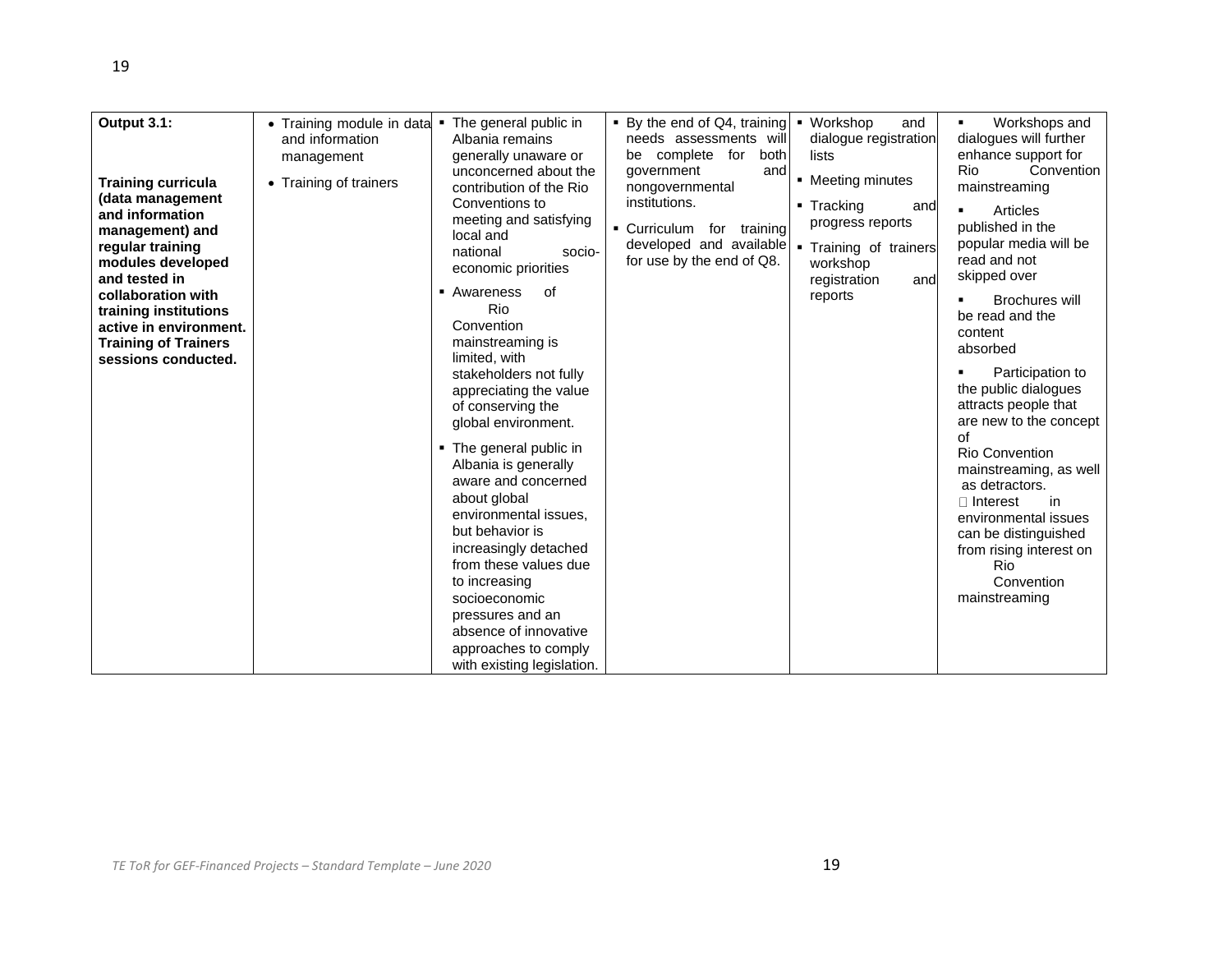| | | | | | |
|---|---|---|---|---|---|
| **Output 3.1:**<br><br>**Training curricula (data management and information management) and regular training modules developed and tested in collaboration with training institutions active in environment. Training of Trainers sessions conducted.** | • Training module in data and information management<br>• Training of trainers | ▪ The general public in Albania remains generally unaware or unconcerned about the contribution of the Rio Conventions to meeting and satisfying local and national socio-economic priorities<br>▪ Awareness of Rio Convention mainstreaming is limited, with stakeholders not fully appreciating the value of conserving the global environment.<br>▪ The general public in Albania is generally aware and concerned about global environmental issues, but behavior is increasingly detached from these values due to increasing socioeconomic pressures and an absence of innovative approaches to comply with existing legislation. | ▪ By the end of Q4, training needs assessments will be complete for both government and nongovernmental institutions.<br>▪ Curriculum for training developed and available for use by the end of Q8. | ▪ Workshop and dialogue registration lists<br>▪ Meeting minutes<br>▪ Tracking and progress reports<br>▪ Training of trainers workshop registration and reports | ▪ Workshops and dialogues will further enhance support for Rio Convention mainstreaming<br>▪ Articles published in the popular media will be read and not skipped over<br>▪ Brochures will be read and the content absorbed<br>▪ Participation to the public dialogues attracts people that are new to the concept of Rio Convention mainstreaming, as well as detractors.<br> Interest in environmental issues can be distinguished from rising interest on Rio Convention mainstreaming |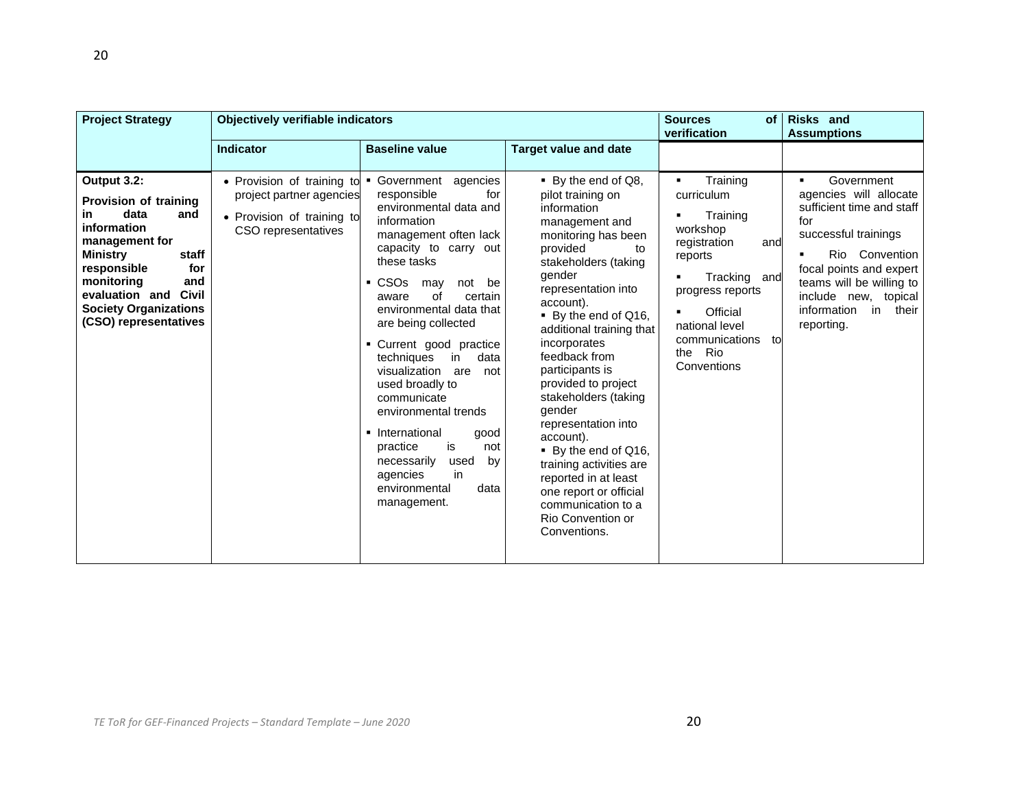| Project Strategy | Objectively verifiable indicators | | | Sources of verification | Risks and Assumptions |
|---|---|---|---|---|---|
| | **Indicator** | **Baseline value** | **Target value and date** | | |
| **Output 3.2:**<br><br>**Provision of training in data and information management for Ministry staff responsible for monitoring and evaluation and Civil Society Organizations (CSO) representatives** | • Provision of training to project partner agencies<br>• Provision of training to CSO representatives | ▪ Government agencies responsible for environmental data and information management often lack capacity to carry out these tasks<br>▪ CSOs may not be aware of certain environmental data that are being collected<br>▪ Current good practice techniques in data visualization are not used broadly to communicate environmental trends<br>▪ International good practice is not necessarily used by agencies in environmental data management. | ▪ By the end of Q8, pilot training on information management and monitoring has been provided to stakeholders (taking gender representation into account).<br>▪ By the end of Q16, additional training that incorporates feedback from participants is provided to project stakeholders (taking gender representation into account).<br>▪ By the end of Q16, training activities are reported in at least one report or official communication to a Rio Convention or Conventions. | ▪ Training curriculum<br>▪ Training workshop registration and reports<br>▪ Tracking and progress reports<br>▪ Official national level communications to the Rio Conventions | ▪ Government agencies will allocate sufficient time and staff for successful trainings<br>▪ Rio Convention focal points and expert teams will be willing to include new, topical information in their reporting. |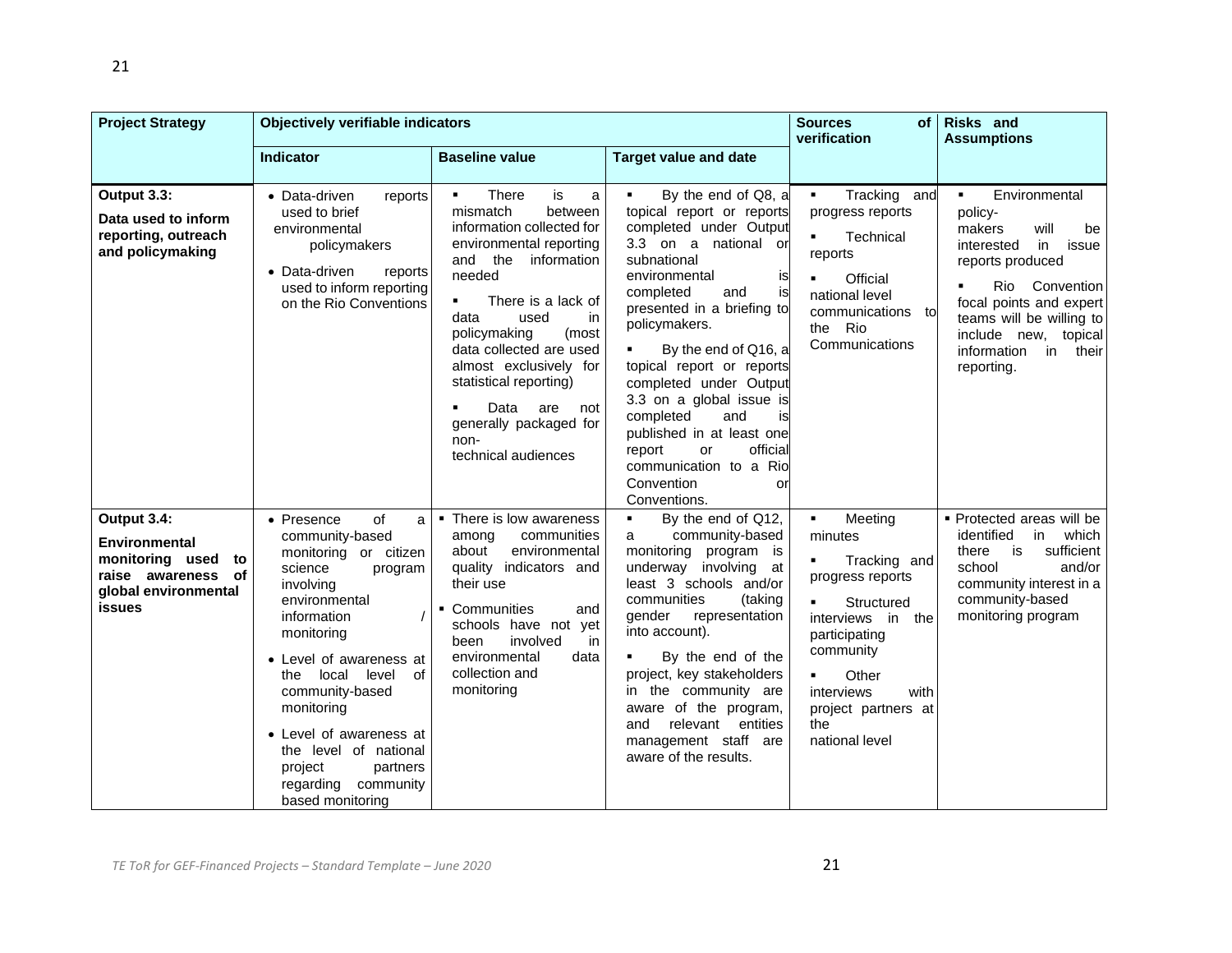| Project Strategy | Objectively verifiable indicators | | | Sources of verification | Risks and Assumptions |
|---|---|---|---|---|---|
| | Indicator | Baseline value | Target value and date | | |
| **Output 3.3:** **Data used to inform reporting, outreach and policymaking** | • Data-driven reports used to brief environmental policymakers<br>• Data-driven reports used to inform reporting on the Rio Conventions | ▪ There is a mismatch between information collected for environmental reporting and the information needed<br>▪ There is a lack of data used in policymaking (most data collected are used almost exclusively for statistical reporting)<br>▪ Data are not generally packaged for non-technical audiences | ▪ By the end of Q8, a topical report or reports completed under Output 3.3 on a national or subnational environmental is completed and is presented in a briefing to policymakers.<br>▪ By the end of Q16, a topical report or reports completed under Output 3.3 on a global issue is completed and is published in at least one report or official communication to a Rio Convention or Conventions. | ▪ Tracking and progress reports<br>▪ Technical reports<br>▪ Official national level communications to the Rio Communications | ▪ Environmental policy-makers will be interested in issue reports produced<br>▪ Rio Convention focal points and expert teams will be willing to include new, topical information in their reporting. |
| **Output 3.4:** **Environmental monitoring used to raise awareness of global environmental issues** | • Presence of a community-based monitoring or citizen science program involving environmental information / monitoring<br>• Level of awareness at the local level of community-based monitoring<br>• Level of awareness at the level of national project partners regarding community based monitoring | ▪ There is low awareness among communities about environmental quality indicators and their use<br>▪ Communities and schools have not yet been involved in environmental data collection and monitoring | ▪ By the end of Q12, a community-based monitoring program is underway involving at least 3 schools and/or communities (taking gender representation into account).<br>▪ By the end of the project, key stakeholders in the community are aware of the program, and relevant entities management staff are aware of the results. | ▪ Meeting minutes<br>▪ Tracking and progress reports<br>▪ Structured interviews in the participating community<br>▪ Other interviews with project partners at the national level | ▪ Protected areas will be identified in which there is sufficient school and/or community interest in a community-based monitoring program |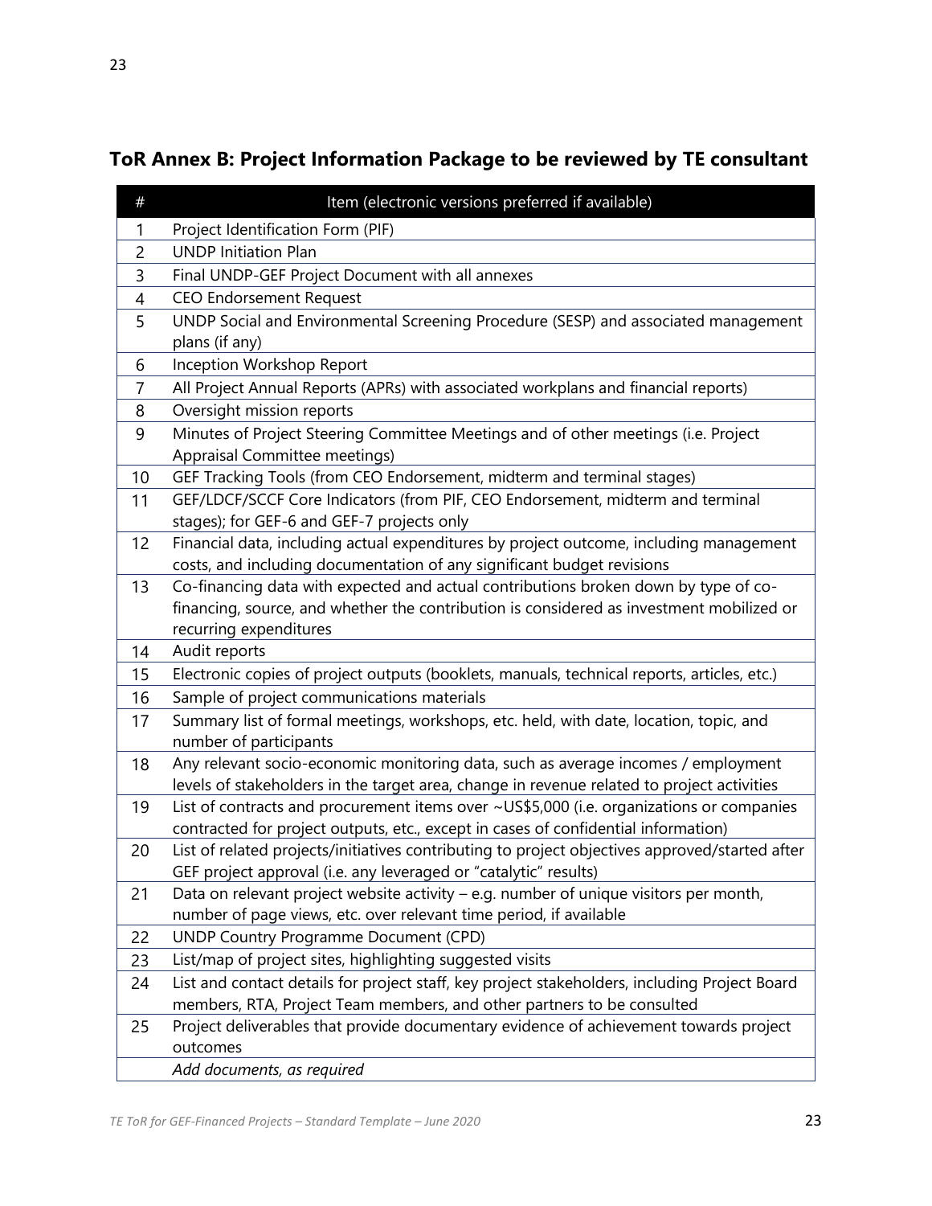## ToR Annex B: Project Information Package to be reviewed by TE consultant

| # | Item (electronic versions preferred if available) |
|---|---|
| 1 | Project Identification Form (PIF) |
| 2 | UNDP Initiation Plan |
| 3 | Final UNDP-GEF Project Document with all annexes |
| 4 | CEO Endorsement Request |
| 5 | UNDP Social and Environmental Screening Procedure (SESP) and associated management plans (if any) |
| 6 | Inception Workshop Report |
| 7 | All Project Annual Reports (APRs) with associated workplans and financial reports) |
| 8 | Oversight mission reports |
| 9 | Minutes of Project Steering Committee Meetings and of other meetings (i.e. Project Appraisal Committee meetings) |
| 10 | GEF Tracking Tools (from CEO Endorsement, midterm and terminal stages) |
| 11 | GEF/LDCF/SCCF Core Indicators (from PIF, CEO Endorsement, midterm and terminal stages); for GEF-6 and GEF-7 projects only |
| 12 | Financial data, including actual expenditures by project outcome, including management costs, and including documentation of any significant budget revisions |
| 13 | Co-financing data with expected and actual contributions broken down by type of co-financing, source, and whether the contribution is considered as investment mobilized or recurring expenditures |
| 14 | Audit reports |
| 15 | Electronic copies of project outputs (booklets, manuals, technical reports, articles, etc.) |
| 16 | Sample of project communications materials |
| 17 | Summary list of formal meetings, workshops, etc. held, with date, location, topic, and number of participants |
| 18 | Any relevant socio-economic monitoring data, such as average incomes / employment levels of stakeholders in the target area, change in revenue related to project activities |
| 19 | List of contracts and procurement items over ~US$5,000 (i.e. organizations or companies contracted for project outputs, etc., except in cases of confidential information) |
| 20 | List of related projects/initiatives contributing to project objectives approved/started after GEF project approval (i.e. any leveraged or "catalytic" results) |
| 21 | Data on relevant project website activity – e.g. number of unique visitors per month, number of page views, etc. over relevant time period, if available |
| 22 | UNDP Country Programme Document (CPD) |
| 23 | List/map of project sites, highlighting suggested visits |
| 24 | List and contact details for project staff, key project stakeholders, including Project Board members, RTA, Project Team members, and other partners to be consulted |
| 25 | Project deliverables that provide documentary evidence of achievement towards project outcomes |
| | *Add documents, as required* |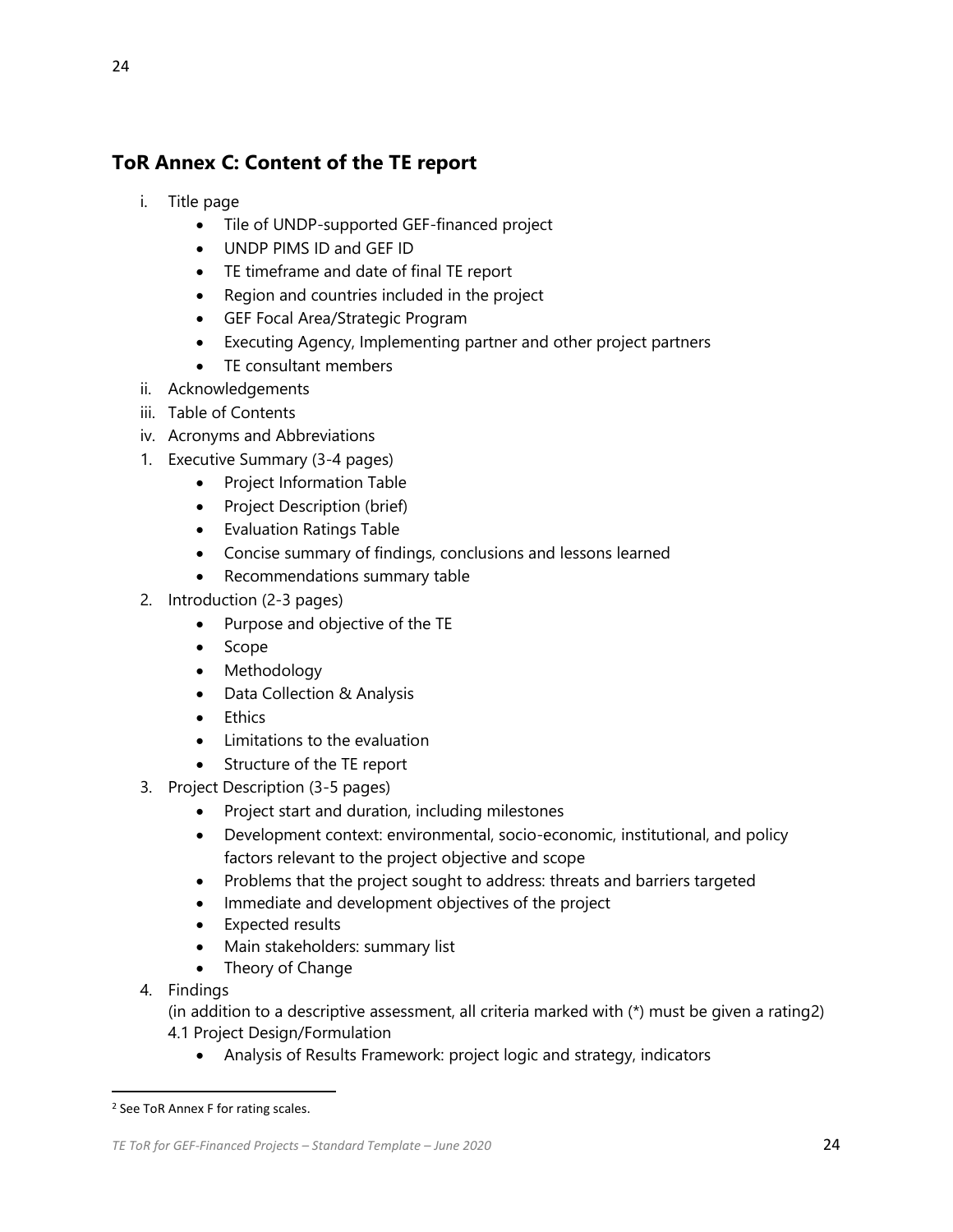## ToR Annex C: Content of the TE report

- i. Title page
  - Tile of UNDP-supported GEF-financed project
  - UNDP PIMS ID and GEF ID
  - TE timeframe and date of final TE report
  - Region and countries included in the project
  - GEF Focal Area/Strategic Program
  - Executing Agency, Implementing partner and other project partners
  - TE consultant members
- ii. Acknowledgements
- iii. Table of Contents
- iv. Acronyms and Abbreviations

1. Executive Summary (3-4 pages)
   - Project Information Table
   - Project Description (brief)
   - Evaluation Ratings Table
   - Concise summary of findings, conclusions and lessons learned
   - Recommendations summary table
2. Introduction (2-3 pages)
   - Purpose and objective of the TE
   - Scope
   - Methodology
   - Data Collection & Analysis
   - Ethics
   - Limitations to the evaluation
   - Structure of the TE report
3. Project Description (3-5 pages)
   - Project start and duration, including milestones
   - Development context: environmental, socio-economic, institutional, and policy factors relevant to the project objective and scope
   - Problems that the project sought to address: threats and barriers targeted
   - Immediate and development objectives of the project
   - Expected results
   - Main stakeholders: summary list
   - Theory of Change
4. Findings

   (in addition to a descriptive assessment, all criteria marked with (*) must be given a rating[2])

   4.1 Project Design/Formulation
   - Analysis of Results Framework: project logic and strategy, indicators

[2] See ToR Annex F for rating scales.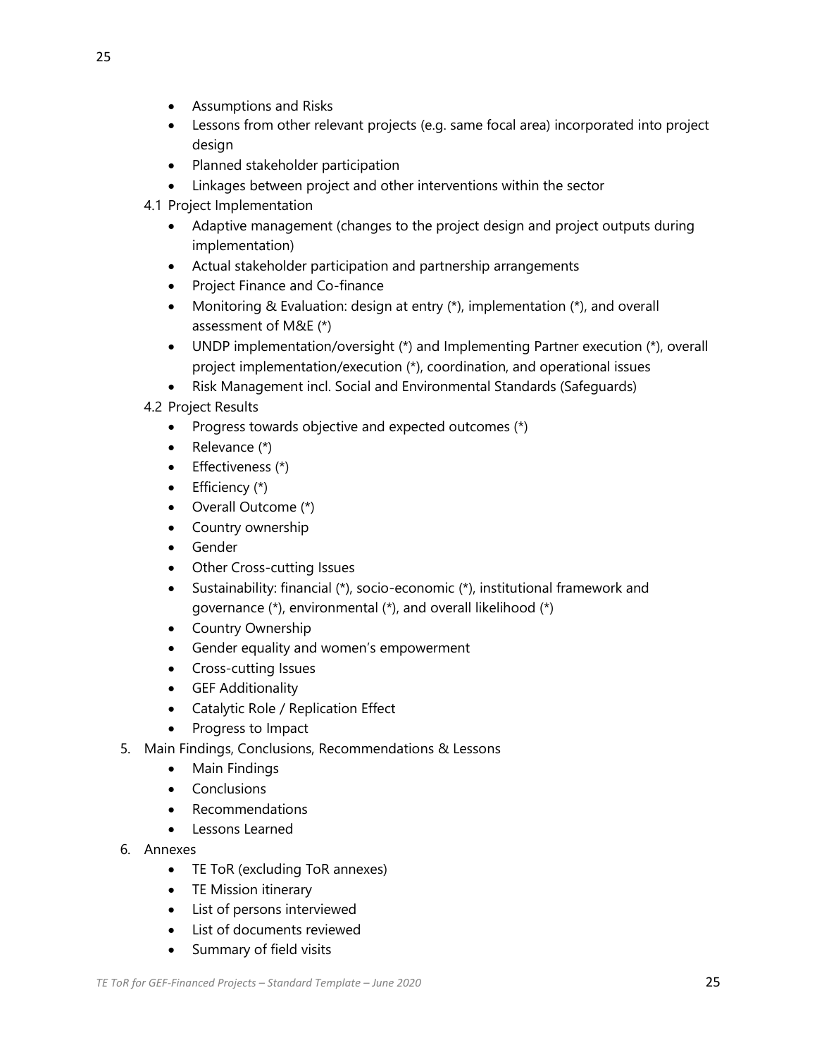- Assumptions and Risks
- Lessons from other relevant projects (e.g. same focal area) incorporated into project design
- Planned stakeholder participation
- Linkages between project and other interventions within the sector

4.1 Project Implementation
- Adaptive management (changes to the project design and project outputs during implementation)
- Actual stakeholder participation and partnership arrangements
- Project Finance and Co-finance
- Monitoring & Evaluation: design at entry (*), implementation (*), and overall assessment of M&E (*)
- UNDP implementation/oversight (*) and Implementing Partner execution (*), overall project implementation/execution (*), coordination, and operational issues
- Risk Management incl. Social and Environmental Standards (Safeguards)

4.2 Project Results
- Progress towards objective and expected outcomes (*)
- Relevance (*)
- Effectiveness (*)
- Efficiency (*)
- Overall Outcome (*)
- Country ownership
- Gender
- Other Cross-cutting Issues
- Sustainability: financial (*), socio-economic (*), institutional framework and governance (*), environmental (*), and overall likelihood (*)
- Country Ownership
- Gender equality and women's empowerment
- Cross-cutting Issues
- GEF Additionality
- Catalytic Role / Replication Effect
- Progress to Impact

5. Main Findings, Conclusions, Recommendations & Lessons
   - Main Findings
   - Conclusions
   - Recommendations
   - Lessons Learned
6. Annexes
   - TE ToR (excluding ToR annexes)
   - TE Mission itinerary
   - List of persons interviewed
   - List of documents reviewed
   - Summary of field visits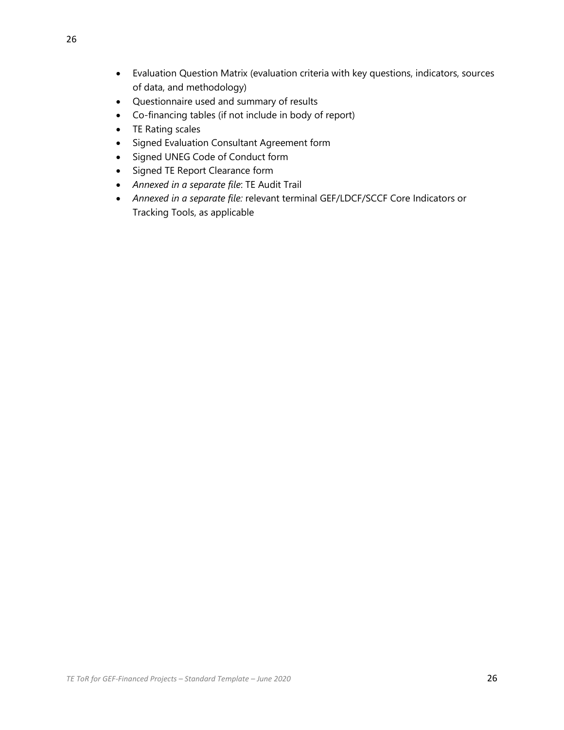- Evaluation Question Matrix (evaluation criteria with key questions, indicators, sources of data, and methodology)
- Questionnaire used and summary of results
- Co-financing tables (if not include in body of report)
- TE Rating scales
- Signed Evaluation Consultant Agreement form
- Signed UNEG Code of Conduct form
- Signed TE Report Clearance form
- *Annexed in a separate file*: TE Audit Trail
- *Annexed in a separate file:* relevant terminal GEF/LDCF/SCCF Core Indicators or Tracking Tools, as applicable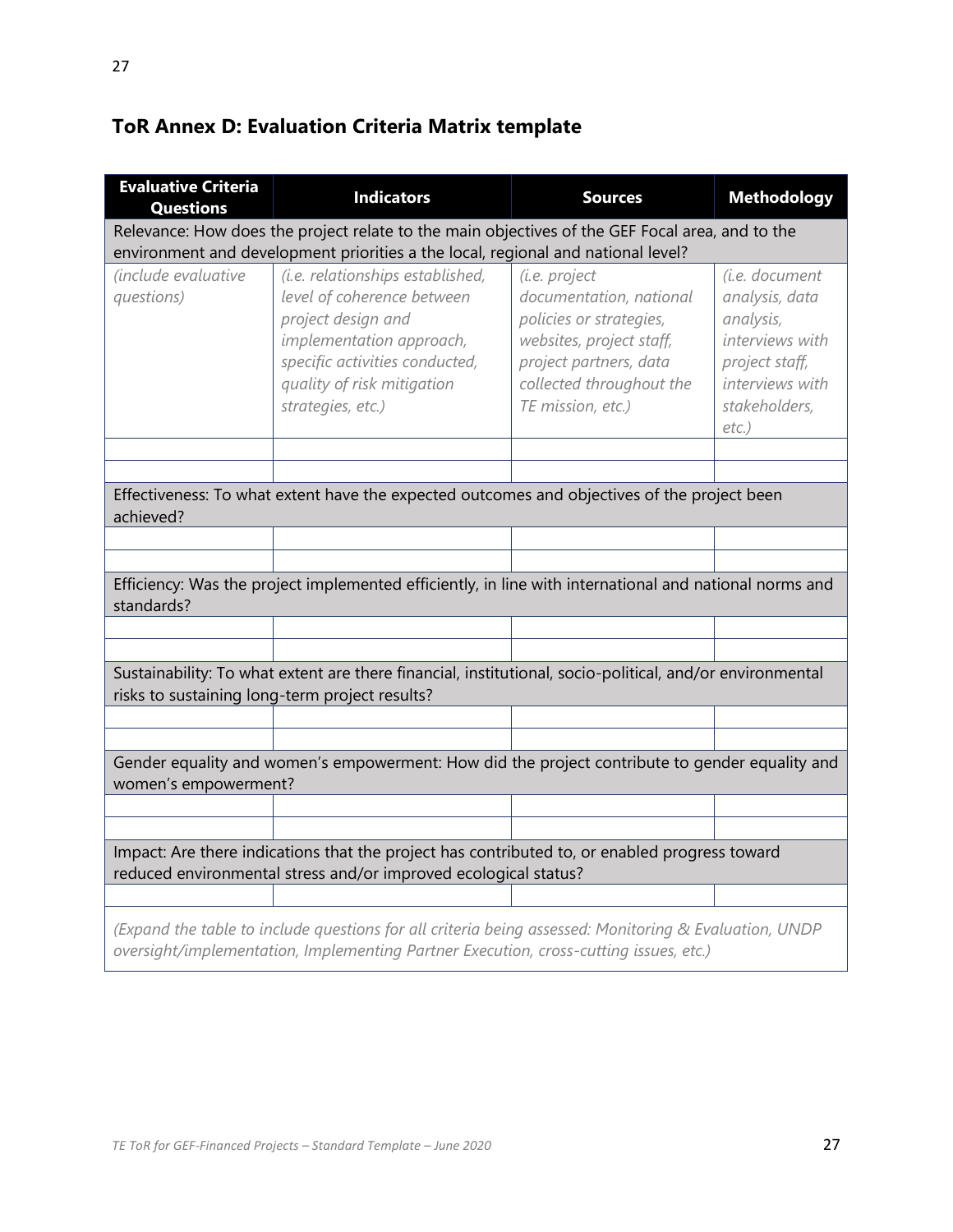## ToR Annex D: Evaluation Criteria Matrix template

| Evaluative Criteria Questions | Indicators | Sources | Methodology |
|---|---|---|---|
| Relevance: How does the project relate to the main objectives of the GEF Focal area, and to the environment and development priorities a the local, regional and national level? | | | |
| *(include evaluative questions)* | *(i.e. relationships established, level of coherence between project design and implementation approach, specific activities conducted, quality of risk mitigation strategies, etc.)* | *(i.e. project documentation, national policies or strategies, websites, project staff, project partners, data collected throughout the TE mission, etc.)* | *(i.e. document analysis, data analysis, interviews with project staff, interviews with stakeholders, etc.)* |
| | | | |
| | | | |
| Effectiveness: To what extent have the expected outcomes and objectives of the project been achieved? | | | |
| | | | |
| | | | |
| Efficiency: Was the project implemented efficiently, in line with international and national norms and standards? | | | |
| | | | |
| | | | |
| Sustainability: To what extent are there financial, institutional, socio-political, and/or environmental risks to sustaining long-term project results? | | | |
| | | | |
| | | | |
| Gender equality and women's empowerment: How did the project contribute to gender equality and women's empowerment? | | | |
| | | | |
| | | | |
| Impact: Are there indications that the project has contributed to, or enabled progress toward reduced environmental stress and/or improved ecological status? | | | |
| | | | |
| *(Expand the table to include questions for all criteria being assessed: Monitoring & Evaluation, UNDP oversight/implementation, Implementing Partner Execution, cross-cutting issues, etc.)* | | | |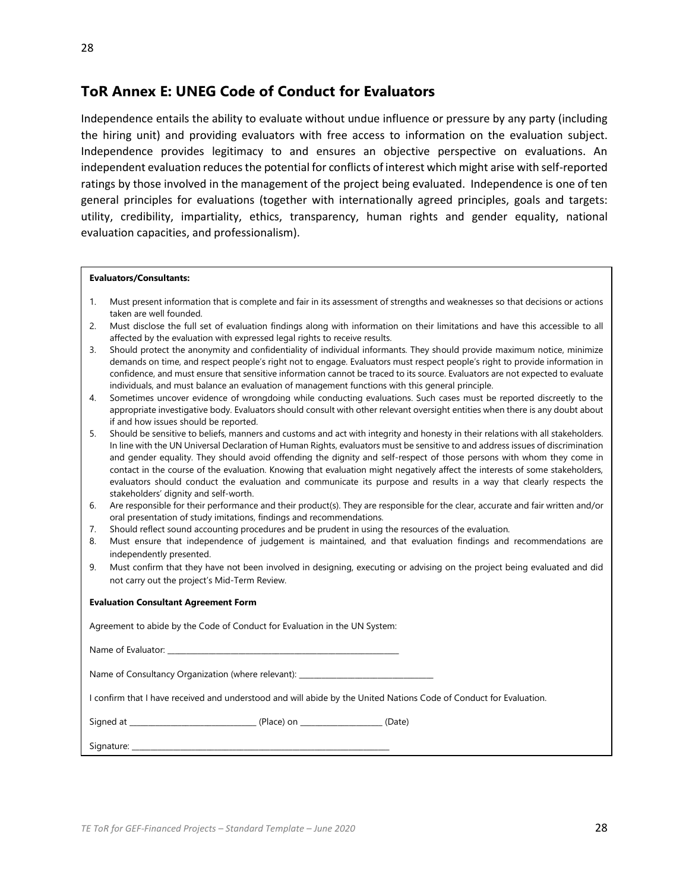## ToR Annex E: UNEG Code of Conduct for Evaluators

Independence entails the ability to evaluate without undue influence or pressure by any party (including the hiring unit) and providing evaluators with free access to information on the evaluation subject. Independence provides legitimacy to and ensures an objective perspective on evaluations. An independent evaluation reduces the potential for conflicts of interest which might arise with self-reported ratings by those involved in the management of the project being evaluated. Independence is one of ten general principles for evaluations (together with internationally agreed principles, goals and targets: utility, credibility, impartiality, ethics, transparency, human rights and gender equality, national evaluation capacities, and professionalism).

**Evaluators/Consultants:**

1. Must present information that is complete and fair in its assessment of strengths and weaknesses so that decisions or actions taken are well founded.
2. Must disclose the full set of evaluation findings along with information on their limitations and have this accessible to all affected by the evaluation with expressed legal rights to receive results.
3. Should protect the anonymity and confidentiality of individual informants. They should provide maximum notice, minimize demands on time, and respect people's right not to engage. Evaluators must respect people's right to provide information in confidence, and must ensure that sensitive information cannot be traced to its source. Evaluators are not expected to evaluate individuals, and must balance an evaluation of management functions with this general principle.
4. Sometimes uncover evidence of wrongdoing while conducting evaluations. Such cases must be reported discreetly to the appropriate investigative body. Evaluators should consult with other relevant oversight entities when there is any doubt about if and how issues should be reported.
5. Should be sensitive to beliefs, manners and customs and act with integrity and honesty in their relations with all stakeholders. In line with the UN Universal Declaration of Human Rights, evaluators must be sensitive to and address issues of discrimination and gender equality. They should avoid offending the dignity and self-respect of those persons with whom they come in contact in the course of the evaluation. Knowing that evaluation might negatively affect the interests of some stakeholders, evaluators should conduct the evaluation and communicate its purpose and results in a way that clearly respects the stakeholders' dignity and self-worth.
6. Are responsible for their performance and their product(s). They are responsible for the clear, accurate and fair written and/or oral presentation of study imitations, findings and recommendations.
7. Should reflect sound accounting procedures and be prudent in using the resources of the evaluation.
8. Must ensure that independence of judgement is maintained, and that evaluation findings and recommendations are independently presented.
9. Must confirm that they have not been involved in designing, executing or advising on the project being evaluated and did not carry out the project's Mid-Term Review.

**Evaluation Consultant Agreement Form**

Agreement to abide by the Code of Conduct for Evaluation in the UN System:

Name of Evaluator: ___________________________________________

Name of Consultancy Organization (where relevant): ________________________

I confirm that I have received and understood and will abide by the United Nations Code of Conduct for Evaluation.

Signed at _______________________ (Place) on _______________ (Date)

Signature: ___________________________________________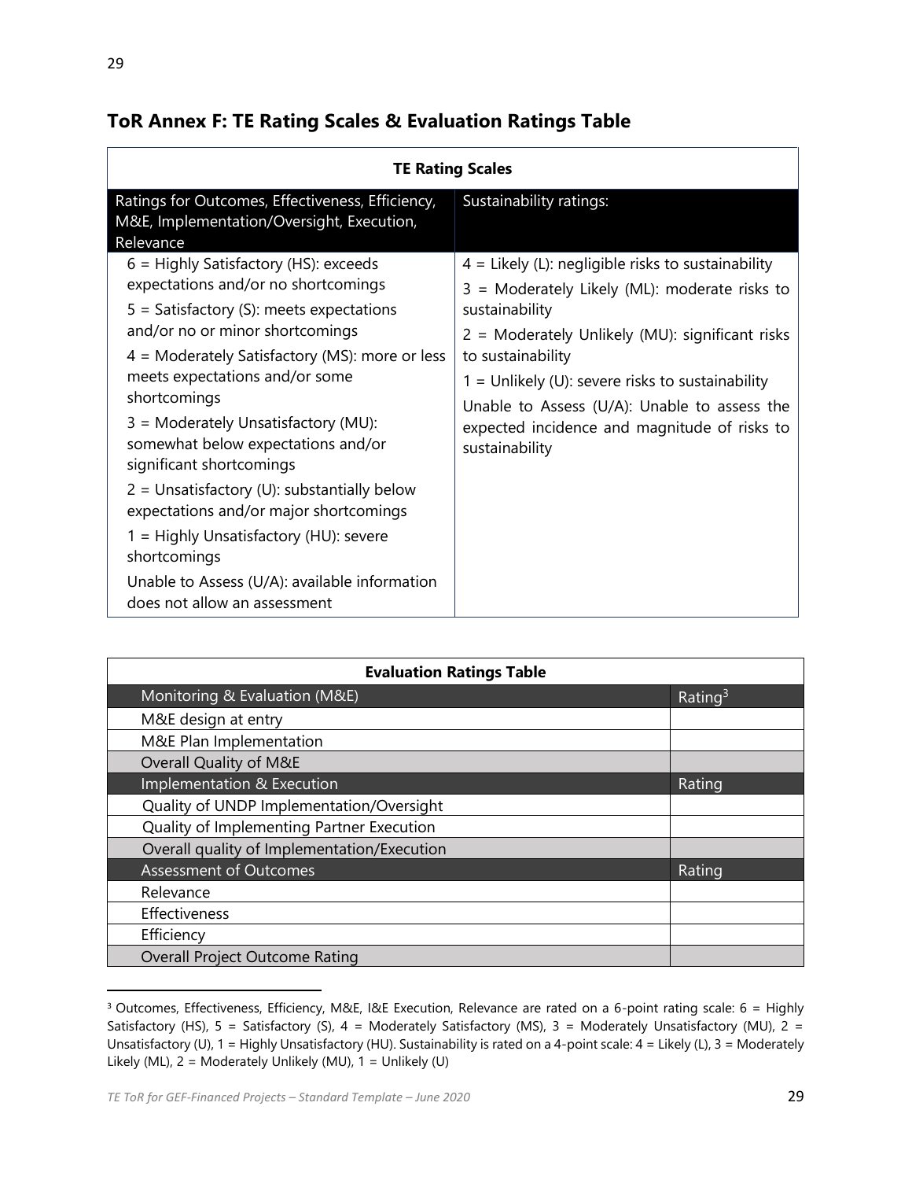## ToR Annex F: TE Rating Scales & Evaluation Ratings Table

| TE Rating Scales | |
|---|---|
| Ratings for Outcomes, Effectiveness, Efficiency, M&E, Implementation/Oversight, Execution, Relevance | Sustainability ratings: |
| 6 = Highly Satisfactory (HS): exceeds expectations and/or no shortcomings<br>5 = Satisfactory (S): meets expectations and/or no or minor shortcomings<br>4 = Moderately Satisfactory (MS): more or less meets expectations and/or some shortcomings<br>3 = Moderately Unsatisfactory (MU): somewhat below expectations and/or significant shortcomings<br>2 = Unsatisfactory (U): substantially below expectations and/or major shortcomings<br>1 = Highly Unsatisfactory (HU): severe shortcomings<br>Unable to Assess (U/A): available information does not allow an assessment | 4 = Likely (L): negligible risks to sustainability<br>3 = Moderately Likely (ML): moderate risks to sustainability<br>2 = Moderately Unlikely (MU): significant risks to sustainability<br>1 = Unlikely (U): severe risks to sustainability<br>Unable to Assess (U/A): Unable to assess the expected incidence and magnitude of risks to sustainability |

| Evaluation Ratings Table | |
|---|---|
| Monitoring & Evaluation (M&E) | Rating[3] |
| M&E design at entry | |
| M&E Plan Implementation | |
| Overall Quality of M&E | |
| Implementation & Execution | Rating |
| Quality of UNDP Implementation/Oversight | |
| Quality of Implementing Partner Execution | |
| Overall quality of Implementation/Execution | |
| Assessment of Outcomes | Rating |
| Relevance | |
| Effectiveness | |
| Efficiency | |
| Overall Project Outcome Rating | |

[3] Outcomes, Effectiveness, Efficiency, M&E, I&E Execution, Relevance are rated on a 6-point rating scale: 6 = Highly Satisfactory (HS), 5 = Satisfactory (S), 4 = Moderately Satisfactory (MS), 3 = Moderately Unsatisfactory (MU), 2 = Unsatisfactory (U), 1 = Highly Unsatisfactory (HU). Sustainability is rated on a 4-point scale: 4 = Likely (L), 3 = Moderately Likely (ML), 2 = Moderately Unlikely (MU), 1 = Unlikely (U)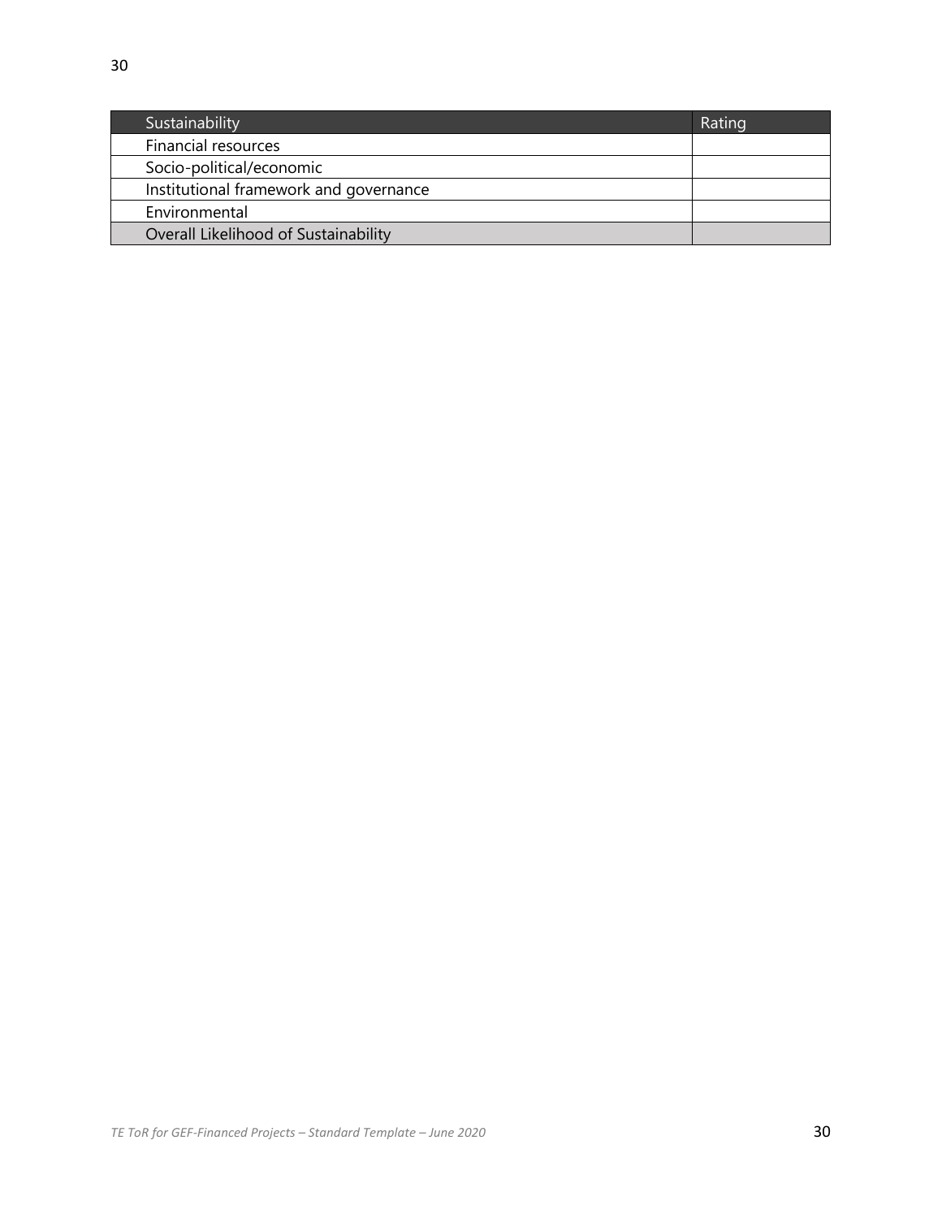| Sustainability | Rating |
| --- | --- |
| Financial resources | |
| Socio-political/economic | |
| Institutional framework and governance | |
| Environmental | |
| Overall Likelihood of Sustainability | |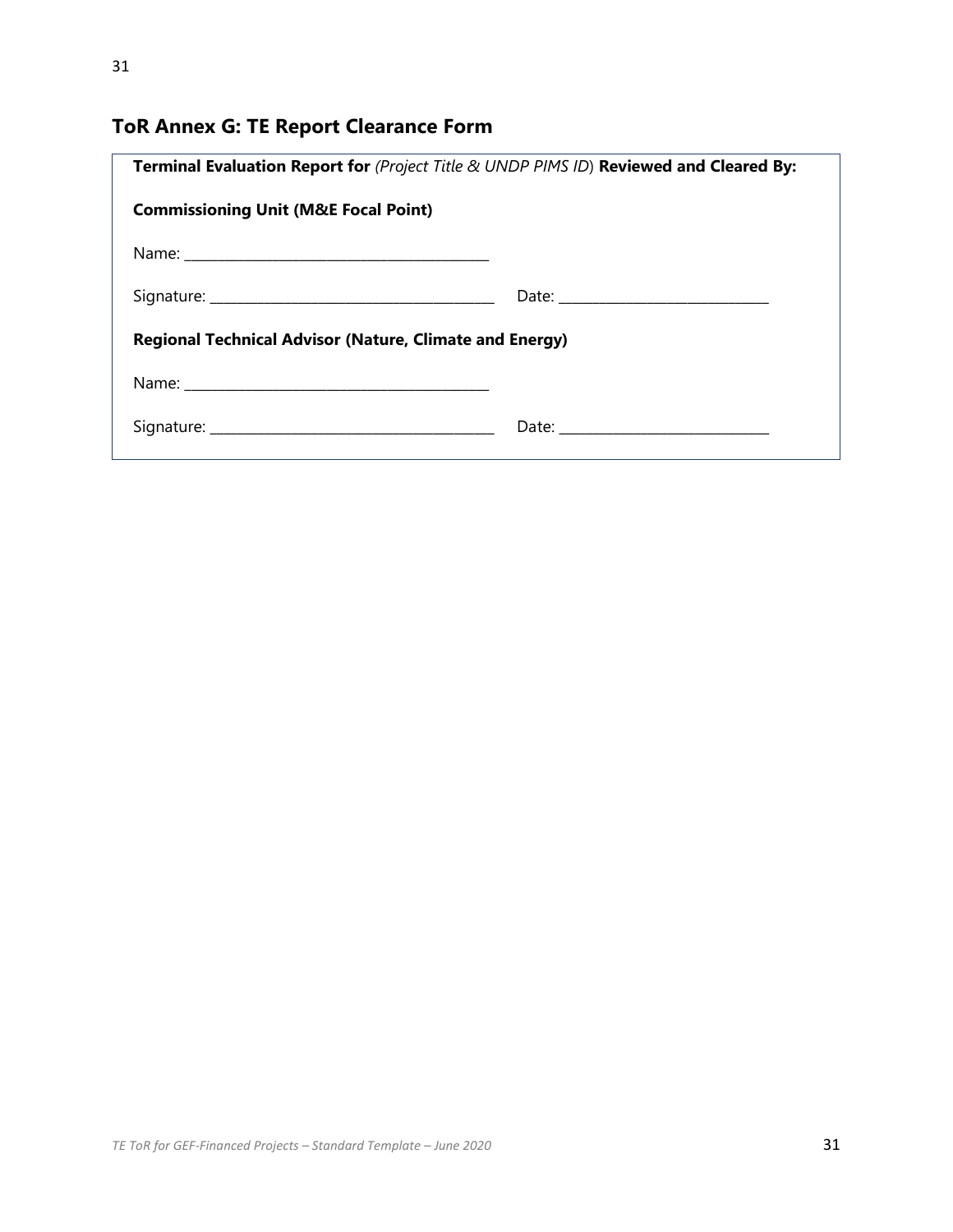## ToR Annex G: TE Report Clearance Form

**Terminal Evaluation Report for** *(Project Title & UNDP PIMS ID*) **Reviewed and Cleared By:**

**Commissioning Unit (M&E Focal Point)**

Name: _____________________________________________

Signature: ___________________________________________ Date: _________________________________

**Regional Technical Advisor (Nature, Climate and Energy)**

Name: _____________________________________________

Signature: ___________________________________________ Date: _________________________________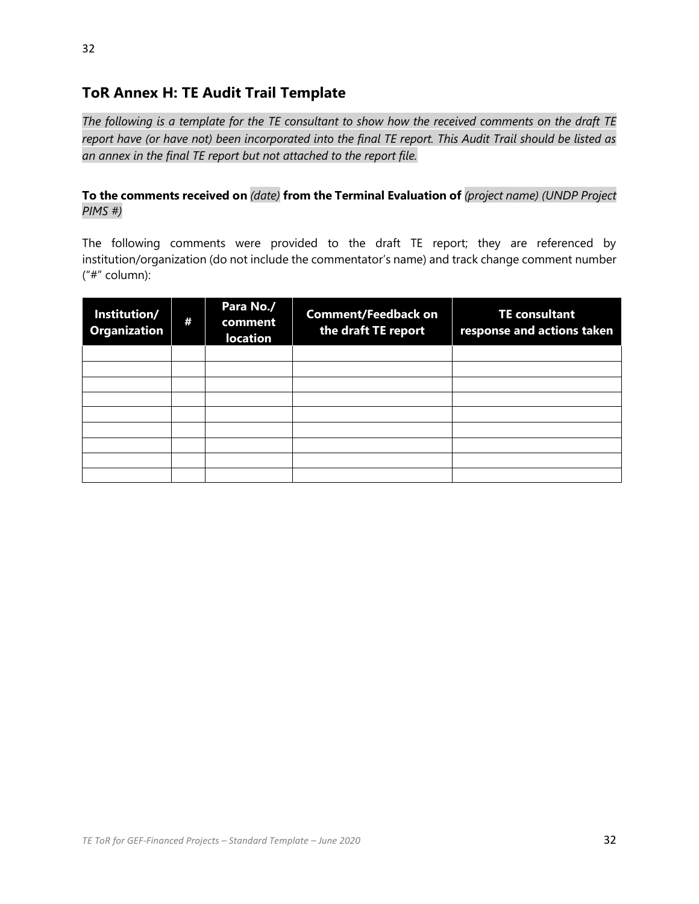## ToR Annex H: TE Audit Trail Template

*The following is a template for the TE consultant to show how the received comments on the draft TE report have (or have not) been incorporated into the final TE report. This Audit Trail should be listed as an annex in the final TE report but not attached to the report file.*

**To the comments received on** *(date)* **from the Terminal Evaluation of** *(project name) (UNDP Project PIMS #)*

The following comments were provided to the draft TE report; they are referenced by institution/organization (do not include the commentator's name) and track change comment number ("#" column):

| Institution/ Organization | # | Para No./ comment location | Comment/Feedback on the draft TE report | TE consultant response and actions taken |
|---|---|---|---|---|
| | | | | |
| | | | | |
| | | | | |
| | | | | |
| | | | | |
| | | | | |
| | | | | |
| | | | | |
| | | | | |